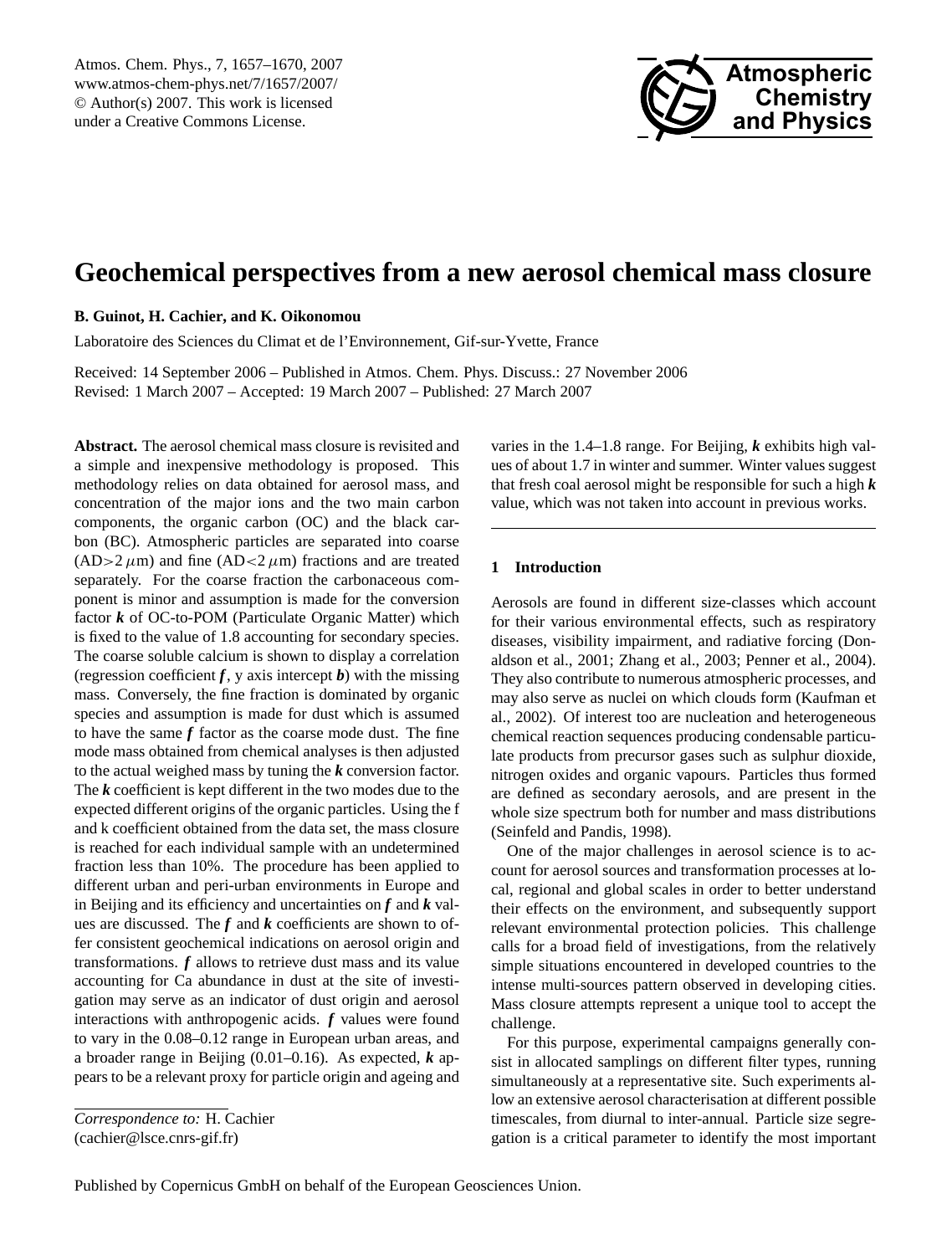# Geochemical perspectives from a new aerosol chemical mass closure

**B. Guinot, H. Cachier, and K. Oikonomou**

Laboratoire des Sciences du Climat et de l'Environnement, Gif-sur-Yvette, France

Received: 14 September 2006 – Published in Atmos. Chem. Phys. Discuss.: 27 November 2006
Revised: 1 March 2007 – Accepted: 19 March 2007 – Published: 27 March 2007

**Abstract.** The aerosol chemical mass closure is revisited and a simple and inexpensive methodology is proposed. This methodology relies on data obtained for aerosol mass, and concentration of the major ions and the two main carbon components, the organic carbon (OC) and the black carbon (BC). Atmospheric particles are separated into coarse (AD>2 $\mu$m) and fine (AD<2 $\mu$m) fractions and are treated separately. For the coarse fraction the carbonaceous component is minor and assumption is made for the conversion factor $\boldsymbol{k}$ of OC-to-POM (Particulate Organic Matter) which is fixed to the value of 1.8 accounting for secondary species. The coarse soluble calcium is shown to display a correlation (regression coefficient $\boldsymbol{f}$, y axis intercept $\boldsymbol{b}$) with the missing mass. Conversely, the fine fraction is dominated by organic species and assumption is made for dust which is assumed to have the same $\boldsymbol{f}$ factor as the coarse mode dust. The fine mode mass obtained from chemical analyses is then adjusted to the actual weighed mass by tuning the $\boldsymbol{k}$ conversion factor. The $\boldsymbol{k}$ coefficient is kept different in the two modes due to the expected different origins of the organic particles. Using the f and k coefficient obtained from the data set, the mass closure is reached for each individual sample with an undetermined fraction less than 10%. The procedure has been applied to different urban and peri-urban environments in Europe and in Beijing and its efficiency and uncertainties on $\boldsymbol{f}$ and $\boldsymbol{k}$ values are discussed. The $\boldsymbol{f}$ and $\boldsymbol{k}$ coefficients are shown to offer consistent geochemical indications on aerosol origin and transformations. $\boldsymbol{f}$ allows to retrieve dust mass and its value accounting for Ca abundance in dust at the site of investigation may serve as an indicator of dust origin and aerosol interactions with anthropogenic acids. $\boldsymbol{f}$ values were found to vary in the 0.08–0.12 range in European urban areas, and a broader range in Beijing (0.01–0.16). As expected, $\boldsymbol{k}$ appears to be a relevant proxy for particle origin and ageing and varies in the 1.4–1.8 range. For Beijing, $\boldsymbol{k}$ exhibits high values of about 1.7 in winter and summer. Winter values suggest that fresh coal aerosol might be responsible for such a high $\boldsymbol{k}$ value, which was not taken into account in previous works.

*Correspondence to:* H. Cachier
(cachier@lsce.cnrs-gif.fr)

## 1 Introduction

Aerosols are found in different size-classes which account for their various environmental effects, such as respiratory diseases, visibility impairment, and radiative forcing (Donaldson et al., 2001; Zhang et al., 2003; Penner et al., 2004). They also contribute to numerous atmospheric processes, and may also serve as nuclei on which clouds form (Kaufman et al., 2002). Of interest too are nucleation and heterogeneous chemical reaction sequences producing condensable particulate products from precursor gases such as sulphur dioxide, nitrogen oxides and organic vapours. Particles thus formed are defined as secondary aerosols, and are present in the whole size spectrum both for number and mass distributions (Seinfeld and Pandis, 1998).

One of the major challenges in aerosol science is to account for aerosol sources and transformation processes at local, regional and global scales in order to better understand their effects on the environment, and subsequently support relevant environmental protection policies. This challenge calls for a broad field of investigations, from the relatively simple situations encountered in developed countries to the intense multi-sources pattern observed in developing cities. Mass closure attempts represent a unique tool to accept the challenge.

For this purpose, experimental campaigns generally consist in allocated samplings on different filter types, running simultaneously at a representative site. Such experiments allow an extensive aerosol characterisation at different possible timescales, from diurnal to inter-annual. Particle size segregation is a critical parameter to identify the most important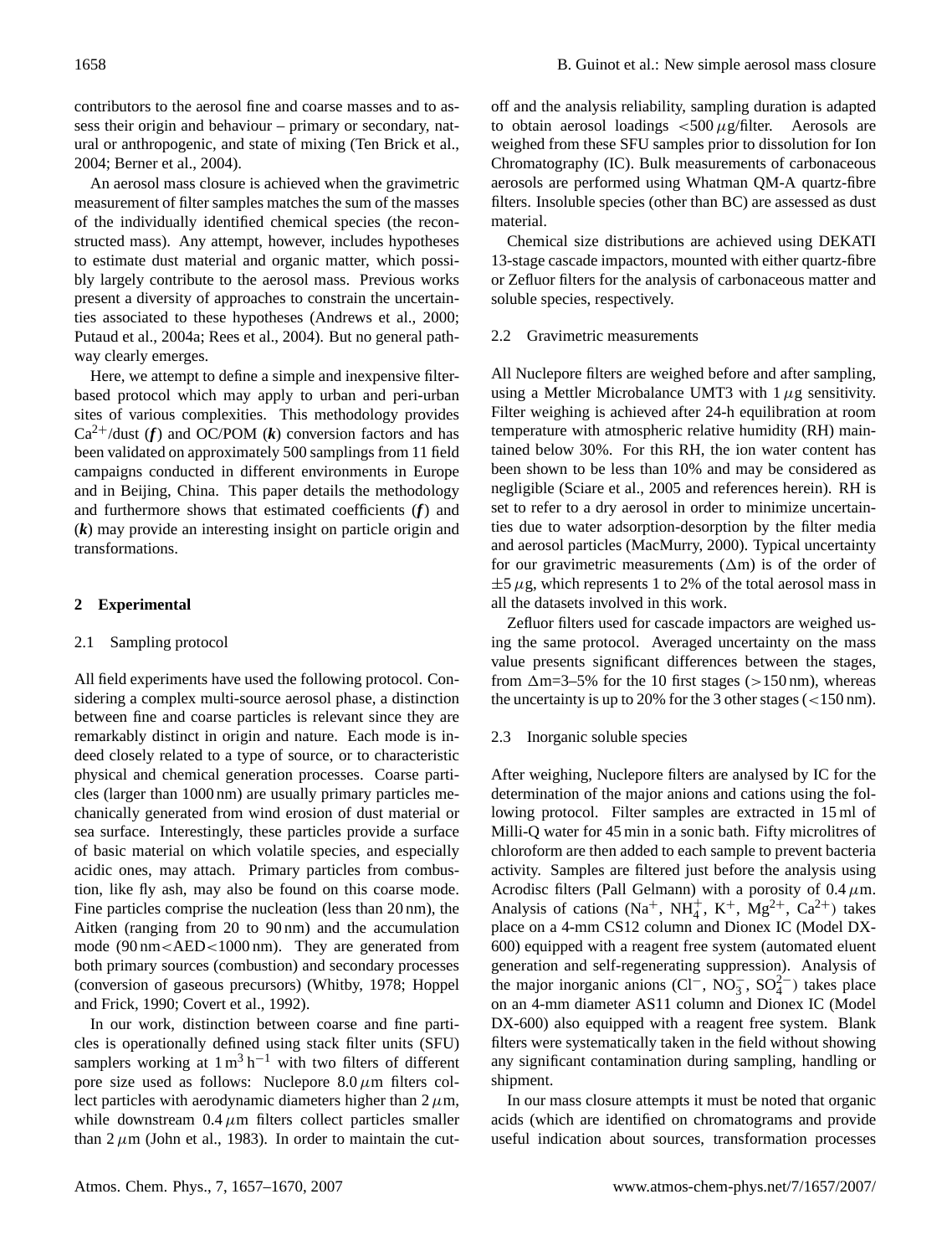contributors to the aerosol fine and coarse masses and to assess their origin and behaviour – primary or secondary, natural or anthropogenic, and state of mixing (Ten Brick et al., 2004; Berner et al., 2004).

An aerosol mass closure is achieved when the gravimetric measurement of filter samples matches the sum of the masses of the individually identified chemical species (the reconstructed mass). Any attempt, however, includes hypotheses to estimate dust material and organic matter, which possibly largely contribute to the aerosol mass. Previous works present a diversity of approaches to constrain the uncertainties associated to these hypotheses (Andrews et al., 2000; Putaud et al., 2004a; Rees et al., 2004). But no general pathway clearly emerges.

Here, we attempt to define a simple and inexpensive filter-based protocol which may apply to urban and peri-urban sites of various complexities. This methodology provides $Ca^{2+}$/dust (***f***) and OC/POM (***k***) conversion factors and has been validated on approximately 500 samplings from 11 field campaigns conducted in different environments in Europe and in Beijing, China. This paper details the methodology and furthermore shows that estimated coefficients (***f***) and (***k***) may provide an interesting insight on particle origin and transformations.

## 2 Experimental

### 2.1 Sampling protocol

All field experiments have used the following protocol. Considering a complex multi-source aerosol phase, a distinction between fine and coarse particles is relevant since they are remarkably distinct in origin and nature. Each mode is indeed closely related to a type of source, or to characteristic physical and chemical generation processes. Coarse particles (larger than 1000 nm) are usually primary particles mechanically generated from wind erosion of dust material or sea surface. Interestingly, these particles provide a surface of basic material on which volatile species, and especially acidic ones, may attach. Primary particles from combustion, like fly ash, may also be found on this coarse mode. Fine particles comprise the nucleation (less than 20 nm), the Aitken (ranging from 20 to 90 nm) and the accumulation mode (90 nm<AED<1000 nm). They are generated from both primary sources (combustion) and secondary processes (conversion of gaseous precursors) (Whitby, 1978; Hoppel and Frick, 1990; Covert et al., 1992).

In our work, distinction between coarse and fine particles is operationally defined using stack filter units (SFU) samplers working at $1\,m^3\,h^{-1}$ with two filters of different pore size used as follows: Nuclepore $8.0\,\mu m$ filters collect particles with aerodynamic diameters higher than $2\,\mu m$, while downstream $0.4\,\mu m$ filters collect particles smaller than $2\,\mu m$ (John et al., 1983). In order to maintain the cut-off and the analysis reliability, sampling duration is adapted to obtain aerosol loadings $<500\,\mu g$/filter. Aerosols are weighed from these SFU samples prior to dissolution for Ion Chromatography (IC). Bulk measurements of carbonaceous aerosols are performed using Whatman QM-A quartz-fibre filters. Insoluble species (other than BC) are assessed as dust material.

Chemical size distributions are achieved using DEKATI 13-stage cascade impactors, mounted with either quartz-fibre or Zefluor filters for the analysis of carbonaceous matter and soluble species, respectively.

### 2.2 Gravimetric measurements

All Nuclepore filters are weighed before and after sampling, using a Mettler Microbalance UMT3 with $1\,\mu g$ sensitivity. Filter weighing is achieved after 24-h equilibration at room temperature with atmospheric relative humidity (RH) maintained below 30%. For this RH, the ion water content has been shown to be less than 10% and may be considered as negligible (Sciare et al., 2005 and references herein). RH is set to refer to a dry aerosol in order to minimize uncertainties due to water adsorption-desorption by the filter media and aerosol particles (MacMurry, 2000). Typical uncertainty for our gravimetric measurements ($\Delta$m) is of the order of $\pm 5\,\mu g$, which represents 1 to 2% of the total aerosol mass in all the datasets involved in this work.

Zefluor filters used for cascade impactors are weighed using the same protocol. Averaged uncertainty on the mass value presents significant differences between the stages, from $\Delta$m=3–5% for the 10 first stages (>150 nm), whereas the uncertainty is up to 20% for the 3 other stages (<150 nm).

### 2.3 Inorganic soluble species

After weighing, Nuclepore filters are analysed by IC for the determination of the major anions and cations using the following protocol. Filter samples are extracted in 15 ml of Milli-Q water for 45 min in a sonic bath. Fifty microlitres of chloroform are then added to each sample to prevent bacteria activity. Samples are filtered just before the analysis using Acrodisc filters (Pall Gelmann) with a porosity of $0.4\,\mu m$. Analysis of cations ($Na^+$, $NH_4^+$, $K^+$, $Mg^{2+}$, $Ca^{2+}$) takes place on a 4-mm CS12 column and Dionex IC (Model DX-600) equipped with a reagent free system (automated eluent generation and self-regenerating suppression). Analysis of the major inorganic anions ($Cl^-$, $NO_3^-$, $SO_4^{2-}$) takes place on an 4-mm diameter AS11 column and Dionex IC (Model DX-600) also equipped with a reagent free system. Blank filters were systematically taken in the field without showing any significant contamination during sampling, handling or shipment.

In our mass closure attempts it must be noted that organic acids (which are identified on chromatograms and provide useful indication about sources, transformation processes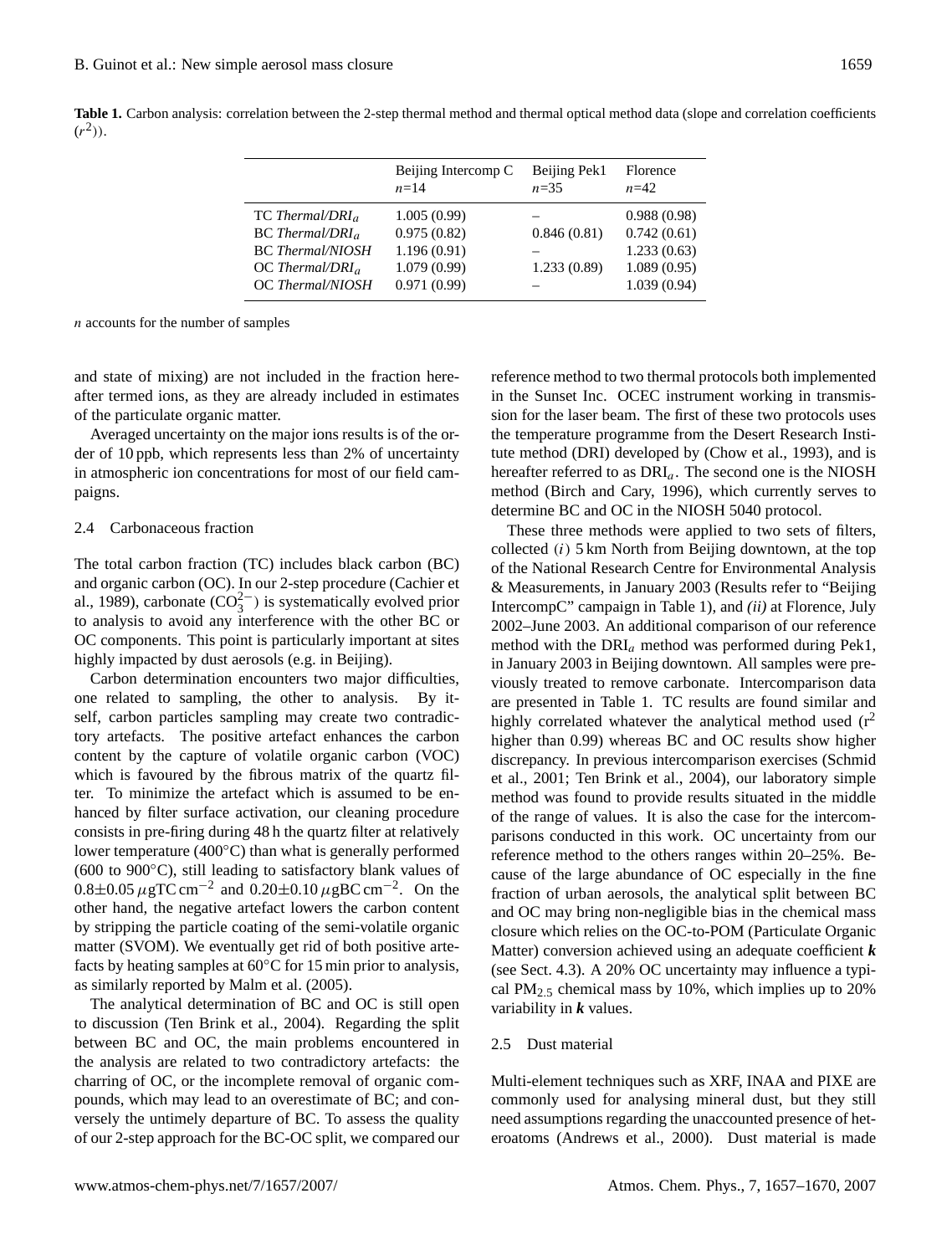**Table 1.** Carbon analysis: correlation between the 2-step thermal method and thermal optical method data (slope and correlation coefficients ($r^2$)).

| | Beijing Intercomp C $n$=14 | Beijing Pek1 $n$=35 | Florence $n$=42 |
|---|---|---|---|
| TC *Thermal/DRI$_a$* | 1.005 (0.99) | – | 0.988 (0.98) |
| BC *Thermal/DRI$_a$* | 0.975 (0.82) | 0.846 (0.81) | 0.742 (0.61) |
| BC *Thermal/NIOSH* | 1.196 (0.91) | – | 1.233 (0.63) |
| OC *Thermal/DRI$_a$* | 1.079 (0.99) | 1.233 (0.89) | 1.089 (0.95) |
| OC *Thermal/NIOSH* | 0.971 (0.99) | – | 1.039 (0.94) |

$n$ accounts for the number of samples

and state of mixing) are not included in the fraction hereafter termed ions, as they are already included in estimates of the particulate organic matter.

Averaged uncertainty on the major ions results is of the order of 10 ppb, which represents less than 2% of uncertainty in atmospheric ion concentrations for most of our field campaigns.

### 2.4 Carbonaceous fraction

The total carbon fraction (TC) includes black carbon (BC) and organic carbon (OC). In our 2-step procedure (Cachier et al., 1989), carbonate ($CO_3^{2-}$) is systematically evolved prior to analysis to avoid any interference with the other BC or OC components. This point is particularly important at sites highly impacted by dust aerosols (e.g. in Beijing).

Carbon determination encounters two major difficulties, one related to sampling, the other to analysis. By itself, carbon particles sampling may create two contradictory artefacts. The positive artefact enhances the carbon content by the capture of volatile organic carbon (VOC) which is favoured by the fibrous matrix of the quartz filter. To minimize the artefact which is assumed to be enhanced by filter surface activation, our cleaning procedure consists in pre-firing during 48 h the quartz filter at relatively lower temperature (400°C) than what is generally performed (600 to 900°C), still leading to satisfactory blank values of $0.8\pm0.05\,\mu$gTC cm$^{-2}$ and $0.20\pm0.10\,\mu$gBC cm$^{-2}$. On the other hand, the negative artefact lowers the carbon content by stripping the particle coating of the semi-volatile organic matter (SVOM). We eventually get rid of both positive artefacts by heating samples at 60°C for 15 min prior to analysis, as similarly reported by Malm et al. (2005).

The analytical determination of BC and OC is still open to discussion (Ten Brink et al., 2004). Regarding the split between BC and OC, the main problems encountered in the analysis are related to two contradictory artefacts: the charring of OC, or the incomplete removal of organic compounds, which may lead to an overestimate of BC; and conversely the untimely departure of BC. To assess the quality of our 2-step approach for the BC-OC split, we compared our reference method to two thermal protocols both implemented in the Sunset Inc. OCEC instrument working in transmission for the laser beam. The first of these two protocols uses the temperature programme from the Desert Research Institute method (DRI) developed by (Chow et al., 1993), and is hereafter referred to as DRI$_a$. The second one is the NIOSH method (Birch and Cary, 1996), which currently serves to determine BC and OC in the NIOSH 5040 protocol.

These three methods were applied to two sets of filters, collected *(i)* 5 km North from Beijing downtown, at the top of the National Research Centre for Environmental Analysis & Measurements, in January 2003 (Results refer to "Beijing IntercompC" campaign in Table 1), and *(ii)* at Florence, July 2002–June 2003. An additional comparison of our reference method with the DRI$_a$ method was performed during Pek1, in January 2003 in Beijing downtown. All samples were previously treated to remove carbonate. Intercomparison data are presented in Table 1. TC results are found similar and highly correlated whatever the analytical method used ($r^2$ higher than 0.99) whereas BC and OC results show higher discrepancy. In previous intercomparison exercises (Schmid et al., 2001; Ten Brink et al., 2004), our laboratory simple method was found to provide results situated in the middle of the range of values. It is also the case for the intercomparisons conducted in this work. OC uncertainty from our reference method to the others ranges within 20–25%. Because of the large abundance of OC especially in the fine fraction of urban aerosols, the analytical split between BC and OC may bring non-negligible bias in the chemical mass closure which relies on the OC-to-POM (Particulate Organic Matter) conversion achieved using an adequate coefficient ***k*** (see Sect. 4.3). A 20% OC uncertainty may influence a typical $PM_{2.5}$ chemical mass by 10%, which implies up to 20% variability in ***k*** values.

### 2.5 Dust material

Multi-element techniques such as XRF, INAA and PIXE are commonly used for analysing mineral dust, but they still need assumptions regarding the unaccounted presence of heteroatoms (Andrews et al., 2000). Dust material is made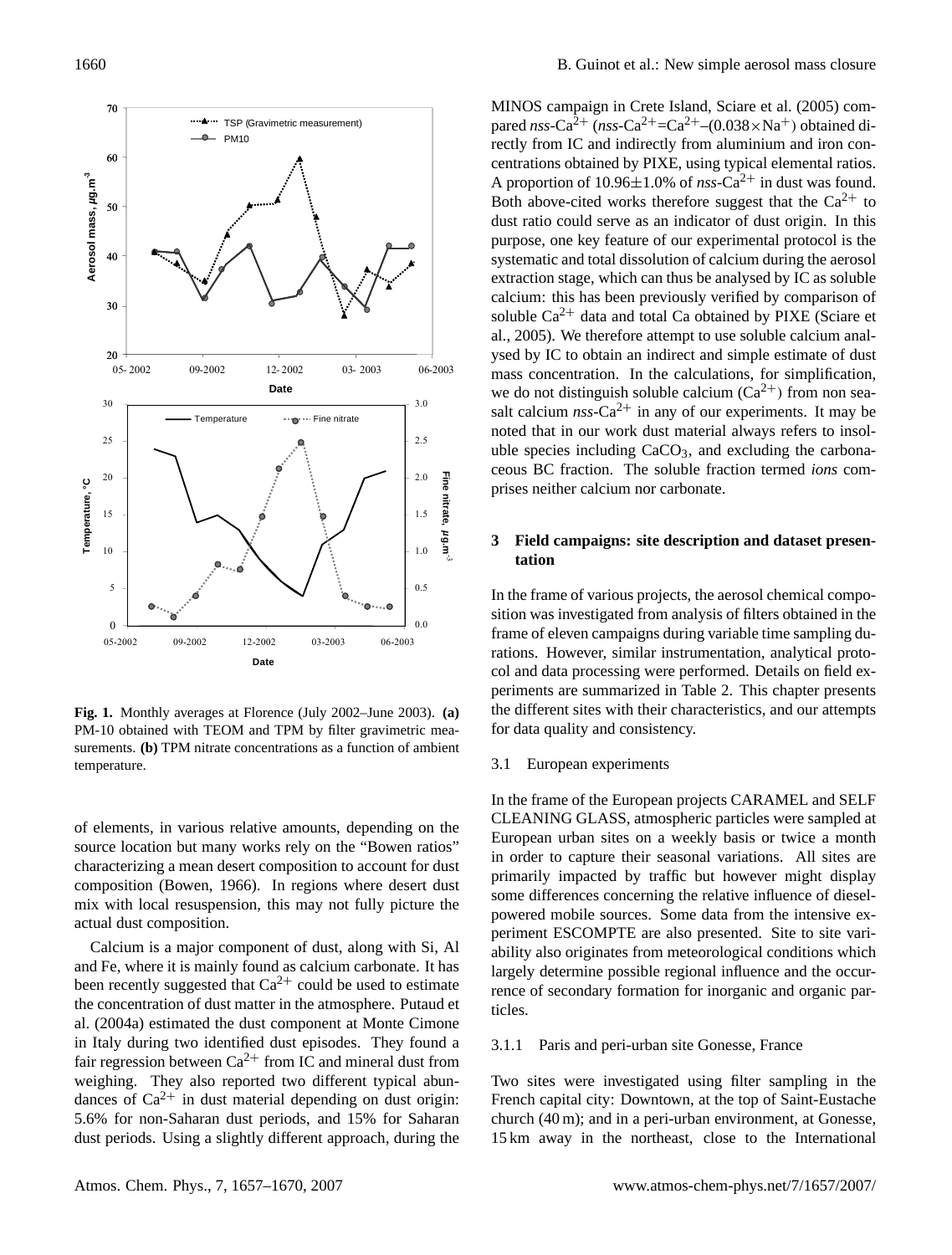**Fig. 1.** Monthly averages at Florence (July 2002–June 2003). **(a)** PM-10 obtained with TEOM and TPM by filter gravimetric measurements. **(b)** TPM nitrate concentrations as a function of ambient temperature.

of elements, in various relative amounts, depending on the source location but many works rely on the "Bowen ratios" characterizing a mean desert composition to account for dust composition (Bowen, 1966). In regions where desert dust mix with local resuspension, this may not fully picture the actual dust composition.

Calcium is a major component of dust, along with Si, Al and Fe, where it is mainly found as calcium carbonate. It has been recently suggested that $Ca^{2+}$ could be used to estimate the concentration of dust matter in the atmosphere. Putaud et al. (2004a) estimated the dust component at Monte Cimone in Italy during two identified dust episodes. They found a fair regression between $Ca^{2+}$ from IC and mineral dust from weighing. They also reported two different typical abundances of $Ca^{2+}$ in dust material depending on dust origin: 5.6% for non-Saharan dust periods, and 15% for Saharan dust periods. Using a slightly different approach, during the MINOS campaign in Crete Island, Sciare et al. (2005) compared *nss*-$Ca^{2+}$ (*nss*-$Ca^{2+}$=$Ca^{2+}$–($0.038\times Na^{+}$) obtained directly from IC and indirectly from aluminium and iron concentrations obtained by PIXE, using typical elemental ratios. A proportion of 10.96±1.0% of *nss*-$Ca^{2+}$ in dust was found. Both above-cited works therefore suggest that the $Ca^{2+}$ to dust ratio could serve as an indicator of dust origin. In this purpose, one key feature of our experimental protocol is the systematic and total dissolution of calcium during the aerosol extraction stage, which can thus be analysed by IC as soluble calcium: this has been previously verified by comparison of soluble $Ca^{2+}$ data and total Ca obtained by PIXE (Sciare et al., 2005). We therefore attempt to use soluble calcium analysed by IC to obtain an indirect and simple estimate of dust mass concentration. In the calculations, for simplification, we do not distinguish soluble calcium ($Ca^{2+}$) from non sea-salt calcium *nss*-$Ca^{2+}$ in any of our experiments. It may be noted that in our work dust material always refers to insoluble species including $CaCO_3$, and excluding the carbonaceous BC fraction. The soluble fraction termed *ions* comprises neither calcium nor carbonate.

## 3 Field campaigns: site description and dataset presentation

In the frame of various projects, the aerosol chemical composition was investigated from analysis of filters obtained in the frame of eleven campaigns during variable time sampling durations. However, similar instrumentation, analytical protocol and data processing were performed. Details on field experiments are summarized in Table 2. This chapter presents the different sites with their characteristics, and our attempts for data quality and consistency.

### 3.1 European experiments

In the frame of the European projects CARAMEL and SELF CLEANING GLASS, atmospheric particles were sampled at European urban sites on a weekly basis or twice a month in order to capture their seasonal variations. All sites are primarily impacted by traffic but however might display some differences concerning the relative influence of diesel-powered mobile sources. Some data from the intensive experiment ESCOMPTE are also presented. Site to site variability also originates from meteorological conditions which largely determine possible regional influence and the occurrence of secondary formation for inorganic and organic particles.

#### 3.1.1 Paris and peri-urban site Gonesse, France

Two sites were investigated using filter sampling in the French capital city: Downtown, at the top of Saint-Eustache church (40 m); and in a peri-urban environment, at Gonesse, 15 km away in the northeast, close to the International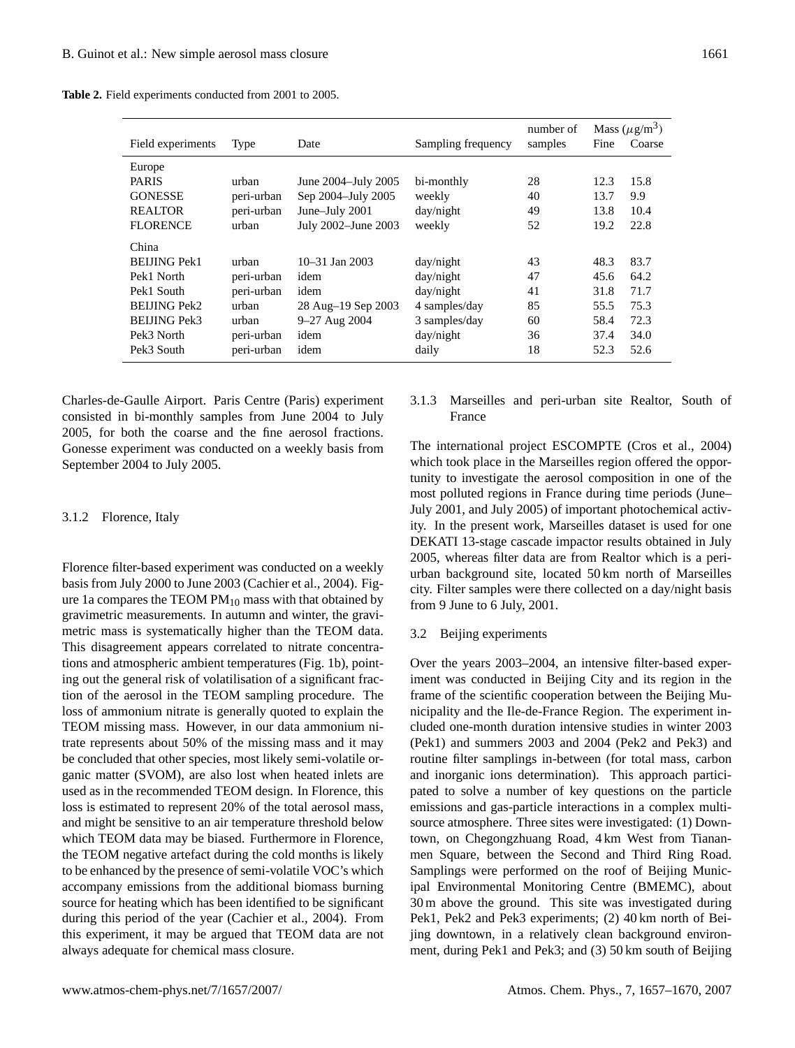**Table 2.** Field experiments conducted from 2001 to 2005.

| Field experiments | Type | Date | Sampling frequency | number of samples | Mass ($\mu g/m^3$) Fine | Coarse |
|---|---|---|---|---|---|---|
| Europe | | | | | | |
| PARIS | urban | June 2004–July 2005 | bi-monthly | 28 | 12.3 | 15.8 |
| GONESSE | peri-urban | Sep 2004–July 2005 | weekly | 40 | 13.7 | 9.9 |
| REALTOR | peri-urban | June–July 2001 | day/night | 49 | 13.8 | 10.4 |
| FLORENCE | urban | July 2002–June 2003 | weekly | 52 | 19.2 | 22.8 |
| China | | | | | | |
| BEIJING Pek1 | urban | 10–31 Jan 2003 | day/night | 43 | 48.3 | 83.7 |
| Pek1 North | peri-urban | idem | day/night | 47 | 45.6 | 64.2 |
| Pek1 South | peri-urban | idem | day/night | 41 | 31.8 | 71.7 |
| BEIJING Pek2 | urban | 28 Aug–19 Sep 2003 | 4 samples/day | 85 | 55.5 | 75.3 |
| BEIJING Pek3 | urban | 9–27 Aug 2004 | 3 samples/day | 60 | 58.4 | 72.3 |
| Pek3 North | peri-urban | idem | day/night | 36 | 37.4 | 34.0 |
| Pek3 South | peri-urban | idem | daily | 18 | 52.3 | 52.6 |

Charles-de-Gaulle Airport. Paris Centre (Paris) experiment consisted in bi-monthly samples from June 2004 to July 2005, for both the coarse and the fine aerosol fractions. Gonesse experiment was conducted on a weekly basis from September 2004 to July 2005.

#### 3.1.2 Florence, Italy

Florence filter-based experiment was conducted on a weekly basis from July 2000 to June 2003 (Cachier et al., 2004). Figure 1a compares the TEOM $PM_{10}$ mass with that obtained by gravimetric measurements. In autumn and winter, the gravimetric mass is systematically higher than the TEOM data. This disagreement appears correlated to nitrate concentrations and atmospheric ambient temperatures (Fig. 1b), pointing out the general risk of volatilisation of a significant fraction of the aerosol in the TEOM sampling procedure. The loss of ammonium nitrate is generally quoted to explain the TEOM missing mass. However, in our data ammonium nitrate represents about 50% of the missing mass and it may be concluded that other species, most likely semi-volatile organic matter (SVOM), are also lost when heated inlets are used as in the recommended TEOM design. In Florence, this loss is estimated to represent 20% of the total aerosol mass, and might be sensitive to an air temperature threshold below which TEOM data may be biased. Furthermore in Florence, the TEOM negative artefact during the cold months is likely to be enhanced by the presence of semi-volatile VOC's which accompany emissions from the additional biomass burning source for heating which has been identified to be significant during this period of the year (Cachier et al., 2004). From this experiment, it may be argued that TEOM data are not always adequate for chemical mass closure.

#### 3.1.3 Marseilles and peri-urban site Realtor, South of France

The international project ESCOMPTE (Cros et al., 2004) which took place in the Marseilles region offered the opportunity to investigate the aerosol composition in one of the most polluted regions in France during time periods (June–July 2001, and July 2005) of important photochemical activity. In the present work, Marseilles dataset is used for one DEKATI 13-stage cascade impactor results obtained in July 2005, whereas filter data are from Realtor which is a peri-urban background site, located 50 km north of Marseilles city. Filter samples were there collected on a day/night basis from 9 June to 6 July, 2001.

### 3.2 Beijing experiments

Over the years 2003–2004, an intensive filter-based experiment was conducted in Beijing City and its region in the frame of the scientific cooperation between the Beijing Municipality and the Ile-de-France Region. The experiment included one-month duration intensive studies in winter 2003 (Pek1) and summers 2003 and 2004 (Pek2 and Pek3) and routine filter samplings in-between (for total mass, carbon and inorganic ions determination). This approach participated to solve a number of key questions on the particle emissions and gas-particle interactions in a complex multi-source atmosphere. Three sites were investigated: (1) Downtown, on Chegongzhuang Road, 4 km West from Tiananmen Square, between the Second and Third Ring Road. Samplings were performed on the roof of Beijing Municipal Environmental Monitoring Centre (BMEMC), about 30 m above the ground. This site was investigated during Pek1, Pek2 and Pek3 experiments; (2) 40 km north of Beijing downtown, in a relatively clean background environment, during Pek1 and Pek3; and (3) 50 km south of Beijing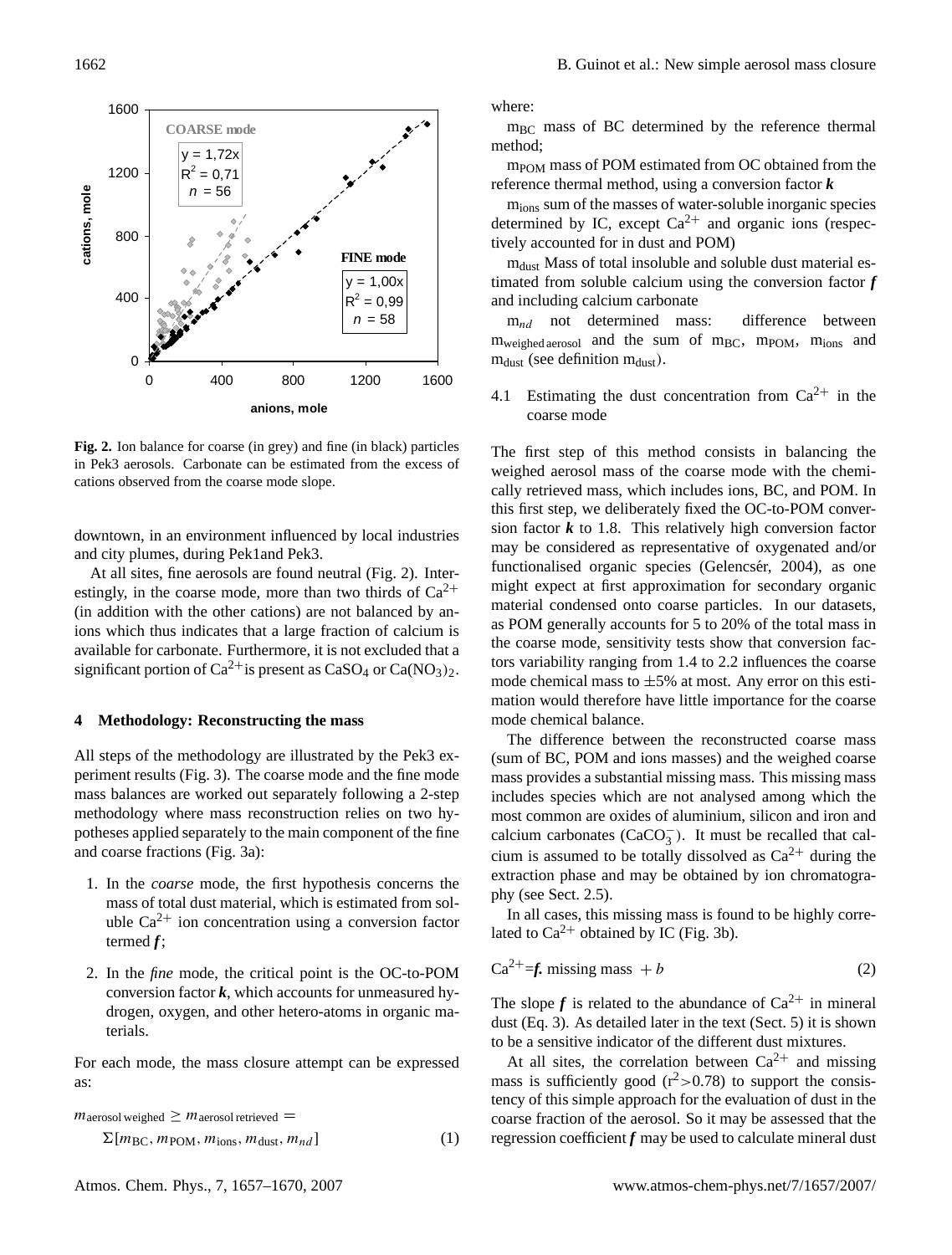Fig. 2. Ion balance for coarse (in grey) and fine (in black) particles in Pek3 aerosols. Carbonate can be estimated from the excess of cations observed from the coarse mode slope.

downtown, in an environment influenced by local industries and city plumes, during Pek1and Pek3.

At all sites, fine aerosols are found neutral (Fig. 2). Interestingly, in the coarse mode, more than two thirds of $Ca^{2+}$ (in addition with the other cations) are not balanced by anions which thus indicates that a large fraction of calcium is available for carbonate. Furthermore, it is not excluded that a significant portion of $Ca^{2+}$is present as $CaSO_4$ or $Ca(NO_3)_2$.

## 4 Methodology: Reconstructing the mass

All steps of the methodology are illustrated by the Pek3 experiment results (Fig. 3). The coarse mode and the fine mode mass balances are worked out separately following a 2-step methodology where mass reconstruction relies on two hypotheses applied separately to the main component of the fine and coarse fractions (Fig. 3a):

1. In the *coarse* mode, the first hypothesis concerns the mass of total dust material, which is estimated from soluble $Ca^{2+}$ ion concentration using a conversion factor termed $\boldsymbol{f}$;
2. In the *fine* mode, the critical point is the OC-to-POM conversion factor $\boldsymbol{k}$, which accounts for unmeasured hydrogen, oxygen, and other hetero-atoms in organic materials.

For each mode, the mass closure attempt can be expressed as:

$$m_{\text{aerosol weighed}} \geq m_{\text{aerosol retrieved}} = \Sigma[m_{\text{BC}}, m_{\text{POM}}, m_{\text{ions}}, m_{\text{dust}}, m_{nd}] \quad (1)$$

where:

$m_{\text{BC}}$ mass of BC determined by the reference thermal method;

$m_{\text{POM}}$ mass of POM estimated from OC obtained from the reference thermal method, using a conversion factor $\boldsymbol{k}$

$m_{\text{ions}}$ sum of the masses of water-soluble inorganic species determined by IC, except $Ca^{2+}$ and organic ions (respectively accounted for in dust and POM)

$m_{\text{dust}}$ Mass of total insoluble and soluble dust material estimated from soluble calcium using the conversion factor $\boldsymbol{f}$ and including calcium carbonate

$m_{nd}$ not determined mass: difference between $m_{\text{weighed aerosol}}$ and the sum of $m_{\text{BC}}$, $m_{\text{POM}}$, $m_{\text{ions}}$ and $m_{\text{dust}}$ (see definition $m_{\text{dust}}$).

### 4.1 Estimating the dust concentration from $Ca^{2+}$ in the coarse mode

The first step of this method consists in balancing the weighed aerosol mass of the coarse mode with the chemically retrieved mass, which includes ions, BC, and POM. In this first step, we deliberately fixed the OC-to-POM conversion factor $\boldsymbol{k}$ to 1.8. This relatively high conversion factor may be considered as representative of oxygenated and/or functionalised organic species (Gelencsér, 2004), as one might expect at first approximation for secondary organic material condensed onto coarse particles. In our datasets, as POM generally accounts for 5 to 20% of the total mass in the coarse mode, sensitivity tests show that conversion factors variability ranging from 1.4 to 2.2 influences the coarse mode chemical mass to ±5% at most. Any error on this estimation would therefore have little importance for the coarse mode chemical balance.

The difference between the reconstructed coarse mass (sum of BC, POM and ions masses) and the weighed coarse mass provides a substantial missing mass. This missing mass includes species which are not analysed among which the most common are oxides of aluminium, silicon and iron and calcium carbonates ($CaCO_3^-$). It must be recalled that calcium is assumed to be totally dissolved as $Ca^{2+}$ during the extraction phase and may be obtained by ion chromatography (see Sect. 2.5).

In all cases, this missing mass is found to be highly correlated to $Ca^{2+}$ obtained by IC (Fig. 3b).

$$Ca^{2+} = \boldsymbol{f}.\ \text{missing mass} + b \quad (2)$$

The slope $\boldsymbol{f}$ is related to the abundance of $Ca^{2+}$ in mineral dust (Eq. 3). As detailed later in the text (Sect. 5) it is shown to be a sensitive indicator of the different dust mixtures.

At all sites, the correlation between $Ca^{2+}$ and missing mass is sufficiently good ($r^2$>0.78) to support the consistency of this simple approach for the evaluation of dust in the coarse fraction of the aerosol. So it may be assessed that the regression coefficient $\boldsymbol{f}$ may be used to calculate mineral dust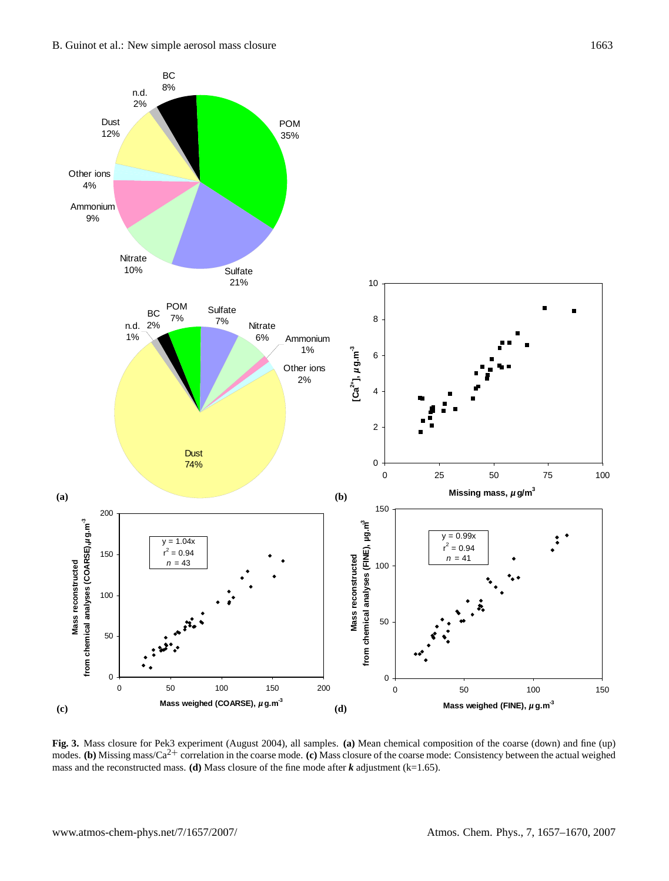**Fig. 3.** Mass closure for Pek3 experiment (August 2004), all samples. **(a)** Mean chemical composition of the coarse (down) and fine (up) modes. **(b)** Missing mass/$Ca^{2+}$ correlation in the coarse mode. **(c)** Mass closure of the coarse mode: Consistency between the actual weighed mass and the reconstructed mass. **(d)** Mass closure of the fine mode after $\boldsymbol{k}$ adjustment (k=1.65).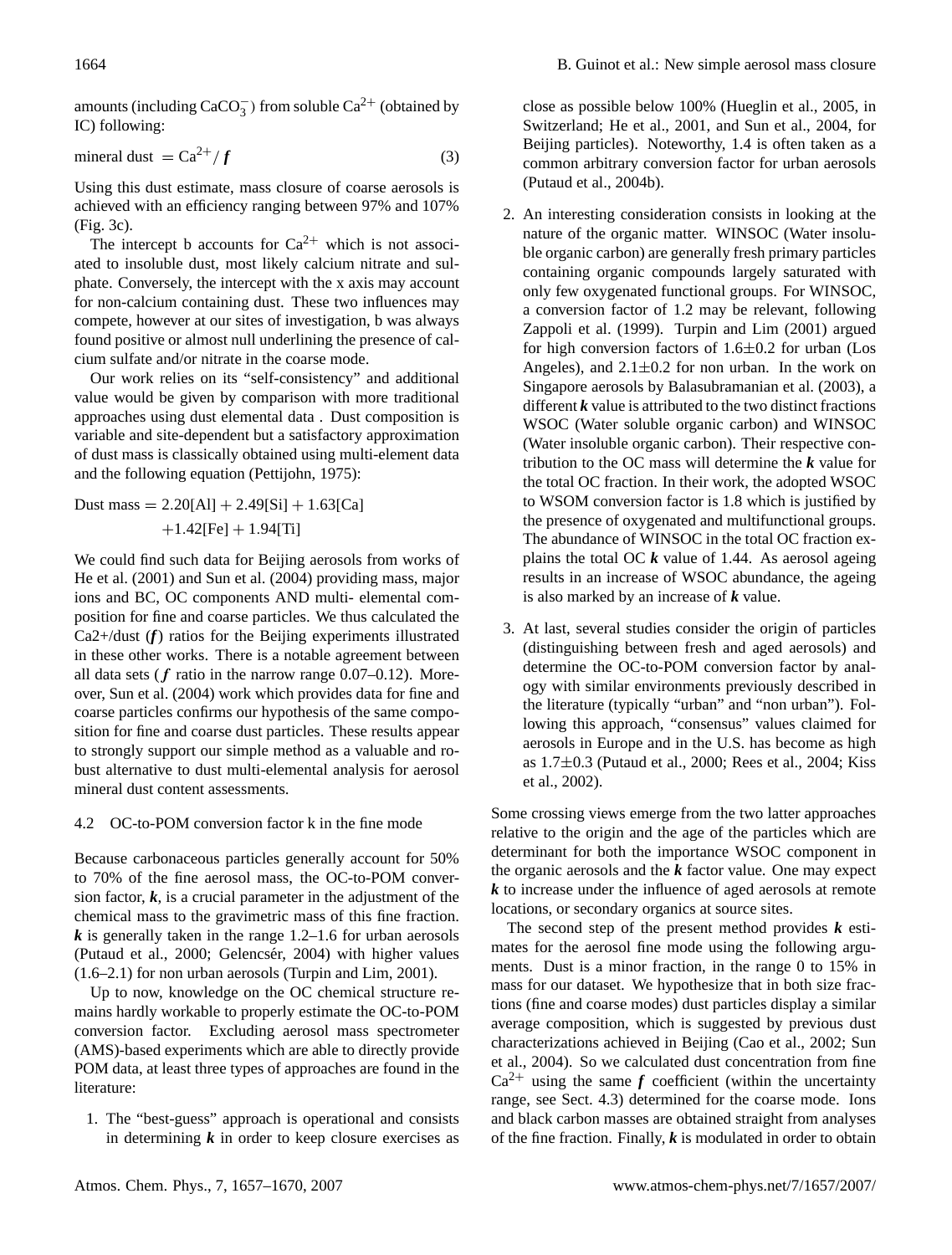amounts (including $CaCO_3^-$) from soluble $Ca^{2+}$ (obtained by IC) following:

$$\text{mineral dust} = Ca^{2+} / \boldsymbol{f} \tag{3}$$

Using this dust estimate, mass closure of coarse aerosols is achieved with an efficiency ranging between 97% and 107% (Fig. 3c).

The intercept b accounts for $Ca^{2+}$ which is not associated to insoluble dust, most likely calcium nitrate and sulphate. Conversely, the intercept with the x axis may account for non-calcium containing dust. These two influences may compete, however at our sites of investigation, b was always found positive or almost null underlining the presence of calcium sulfate and/or nitrate in the coarse mode.

Our work relies on its "self-consistency" and additional value would be given by comparison with more traditional approaches using dust elemental data . Dust composition is variable and site-dependent but a satisfactory approximation of dust mass is classically obtained using multi-element data and the following equation (Pettijohn, 1975):

$$\text{Dust mass} = 2.20[\text{Al}] + 2.49[\text{Si}] + 1.63[\text{Ca}] + 1.42[\text{Fe}] + 1.94[\text{Ti}]$$

We could find such data for Beijing aerosols from works of He et al. (2001) and Sun et al. (2004) providing mass, major ions and BC, OC components AND multi- elemental composition for fine and coarse particles. We thus calculated the Ca2+/dust ($\boldsymbol{f}$) ratios for the Beijing experiments illustrated in these other works. There is a notable agreement between all data sets ($\boldsymbol{f}$ ratio in the narrow range 0.07–0.12). Moreover, Sun et al. (2004) work which provides data for fine and coarse particles confirms our hypothesis of the same composition for fine and coarse dust particles. These results appear to strongly support our simple method as a valuable and robust alternative to dust multi-elemental analysis for aerosol mineral dust content assessments.

### 4.2 OC-to-POM conversion factor k in the fine mode

Because carbonaceous particles generally account for 50% to 70% of the fine aerosol mass, the OC-to-POM conversion factor, $\boldsymbol{k}$, is a crucial parameter in the adjustment of the chemical mass to the gravimetric mass of this fine fraction. $\boldsymbol{k}$ is generally taken in the range 1.2–1.6 for urban aerosols (Putaud et al., 2000; Gelencsér, 2004) with higher values (1.6–2.1) for non urban aerosols (Turpin and Lim, 2001).

Up to now, knowledge on the OC chemical structure remains hardly workable to properly estimate the OC-to-POM conversion factor. Excluding aerosol mass spectrometer (AMS)-based experiments which are able to directly provide POM data, at least three types of approaches are found in the literature:

1. The "best-guess" approach is operational and consists in determining $\boldsymbol{k}$ in order to keep closure exercises as close as possible below 100% (Hueglin et al., 2005, in Switzerland; He et al., 2001, and Sun et al., 2004, for Beijing particles). Noteworthy, 1.4 is often taken as a common arbitrary conversion factor for urban aerosols (Putaud et al., 2004b).

2. An interesting consideration consists in looking at the nature of the organic matter. WINSOC (Water insoluble organic carbon) are generally fresh primary particles containing organic compounds largely saturated with only few oxygenated functional groups. For WINSOC, a conversion factor of 1.2 may be relevant, following Zappoli et al. (1999). Turpin and Lim (2001) argued for high conversion factors of 1.6±0.2 for urban (Los Angeles), and 2.1±0.2 for non urban. In the work on Singapore aerosols by Balasubramanian et al. (2003), a different $\boldsymbol{k}$ value is attributed to the two distinct fractions WSOC (Water soluble organic carbon) and WINSOC (Water insoluble organic carbon). Their respective contribution to the OC mass will determine the $\boldsymbol{k}$ value for the total OC fraction. In their work, the adopted WSOC to WSOM conversion factor is 1.8 which is justified by the presence of oxygenated and multifunctional groups. The abundance of WINSOC in the total OC fraction explains the total OC $\boldsymbol{k}$ value of 1.44. As aerosol ageing results in an increase of WSOC abundance, the ageing is also marked by an increase of $\boldsymbol{k}$ value.

3. At last, several studies consider the origin of particles (distinguishing between fresh and aged aerosols) and determine the OC-to-POM conversion factor by analogy with similar environments previously described in the literature (typically "urban" and "non urban"). Following this approach, "consensus" values claimed for aerosols in Europe and in the U.S. has become as high as 1.7±0.3 (Putaud et al., 2000; Rees et al., 2004; Kiss et al., 2002).

Some crossing views emerge from the two latter approaches relative to the origin and the age of the particles which are determinant for both the importance WSOC component in the organic aerosols and the $\boldsymbol{k}$ factor value. One may expect $\boldsymbol{k}$ to increase under the influence of aged aerosols at remote locations, or secondary organics at source sites.

The second step of the present method provides $\boldsymbol{k}$ estimates for the aerosol fine mode using the following arguments. Dust is a minor fraction, in the range 0 to 15% in mass for our dataset. We hypothesize that in both size fractions (fine and coarse modes) dust particles display a similar average composition, which is suggested by previous dust characterizations achieved in Beijing (Cao et al., 2002; Sun et al., 2004). So we calculated dust concentration from fine $Ca^{2+}$ using the same $\boldsymbol{f}$ coefficient (within the uncertainty range, see Sect. 4.3) determined for the coarse mode. Ions and black carbon masses are obtained straight from analyses of the fine fraction. Finally, $\boldsymbol{k}$ is modulated in order to obtain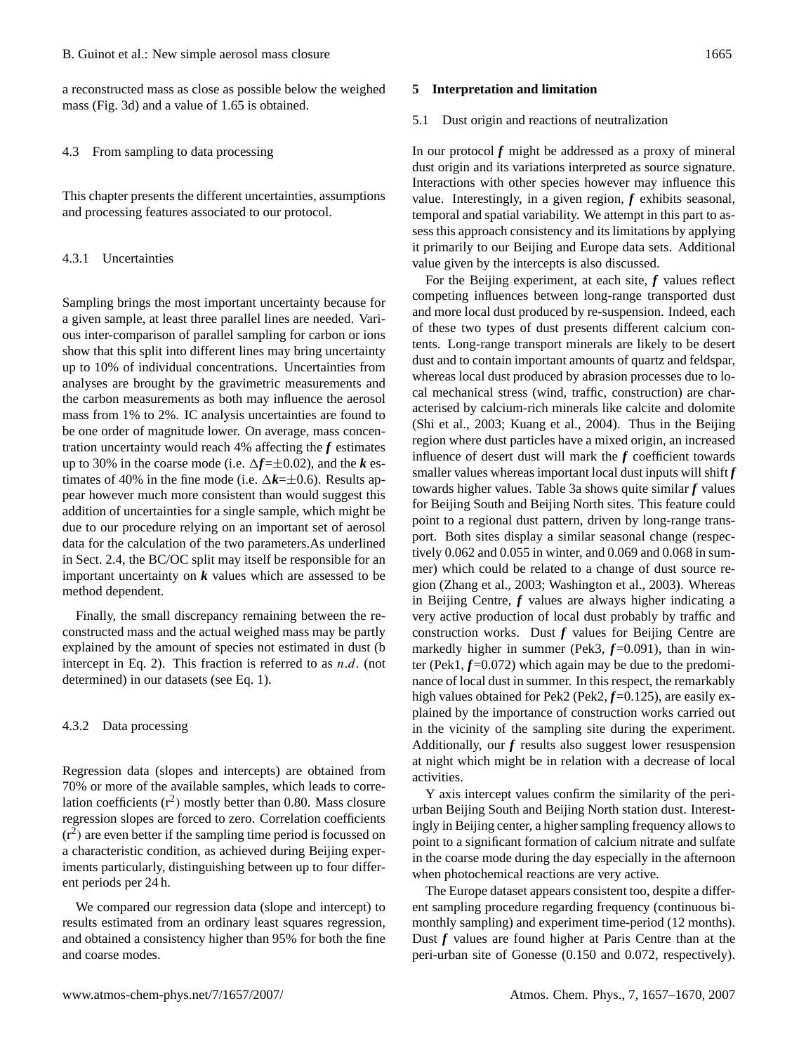a reconstructed mass as close as possible below the weighed mass (Fig. 3d) and a value of 1.65 is obtained.

### 4.3 From sampling to data processing

This chapter presents the different uncertainties, assumptions and processing features associated to our protocol.

#### 4.3.1 Uncertainties

Sampling brings the most important uncertainty because for a given sample, at least three parallel lines are needed. Various inter-comparison of parallel sampling for carbon or ions show that this split into different lines may bring uncertainty up to 10% of individual concentrations. Uncertainties from analyses are brought by the gravimetric measurements and the carbon measurements as both may influence the aerosol mass from 1% to 2%. IC analysis uncertainties are found to be one order of magnitude lower. On average, mass concentration uncertainty would reach 4% affecting the $\boldsymbol{f}$ estimates up to 30% in the coarse mode (i.e. $\Delta\boldsymbol{f}=\pm0.02$), and the $\boldsymbol{k}$ estimates of 40% in the fine mode (i.e. $\Delta\boldsymbol{k}=\pm0.6$). Results appear however much more consistent than would suggest this addition of uncertainties for a single sample, which might be due to our procedure relying on an important set of aerosol data for the calculation of the two parameters.As underlined in Sect. 2.4, the BC/OC split may itself be responsible for an important uncertainty on $\boldsymbol{k}$ values which are assessed to be method dependent.

Finally, the small discrepancy remaining between the reconstructed mass and the actual weighed mass may be partly explained by the amount of species not estimated in dust (b intercept in Eq. 2). This fraction is referred to as $n.d.$ (not determined) in our datasets (see Eq. 1).

#### 4.3.2 Data processing

Regression data (slopes and intercepts) are obtained from 70% or more of the available samples, which leads to correlation coefficients ($r^2$) mostly better than 0.80. Mass closure regression slopes are forced to zero. Correlation coefficients ($r^2$) are even better if the sampling time period is focussed on a characteristic condition, as achieved during Beijing experiments particularly, distinguishing between up to four different periods per 24 h.

We compared our regression data (slope and intercept) to results estimated from an ordinary least squares regression, and obtained a consistency higher than 95% for both the fine and coarse modes.

## 5 Interpretation and limitation

### 5.1 Dust origin and reactions of neutralization

In our protocol $\boldsymbol{f}$ might be addressed as a proxy of mineral dust origin and its variations interpreted as source signature. Interactions with other species however may influence this value. Interestingly, in a given region, $\boldsymbol{f}$ exhibits seasonal, temporal and spatial variability. We attempt in this part to assess this approach consistency and its limitations by applying it primarily to our Beijing and Europe data sets. Additional value given by the intercepts is also discussed.

For the Beijing experiment, at each site, $\boldsymbol{f}$ values reflect competing influences between long-range transported dust and more local dust produced by re-suspension. Indeed, each of these two types of dust presents different calcium contents. Long-range transport minerals are likely to be desert dust and to contain important amounts of quartz and feldspar, whereas local dust produced by abrasion processes due to local mechanical stress (wind, traffic, construction) are characterised by calcium-rich minerals like calcite and dolomite (Shi et al., 2003; Kuang et al., 2004). Thus in the Beijing region where dust particles have a mixed origin, an increased influence of desert dust will mark the $\boldsymbol{f}$ coefficient towards smaller values whereas important local dust inputs will shift $\boldsymbol{f}$ towards higher values. Table 3a shows quite similar $\boldsymbol{f}$ values for Beijing South and Beijing North sites. This feature could point to a regional dust pattern, driven by long-range transport. Both sites display a similar seasonal change (respectively 0.062 and 0.055 in winter, and 0.069 and 0.068 in summer) which could be related to a change of dust source region (Zhang et al., 2003; Washington et al., 2003). Whereas in Beijing Centre, $\boldsymbol{f}$ values are always higher indicating a very active production of local dust probably by traffic and construction works. Dust $\boldsymbol{f}$ values for Beijing Centre are markedly higher in summer (Pek3, $\boldsymbol{f}$=0.091), than in winter (Pek1, $\boldsymbol{f}$=0.072) which again may be due to the predominance of local dust in summer. In this respect, the remarkably high values obtained for Pek2 (Pek2, $\boldsymbol{f}$=0.125), are easily explained by the importance of construction works carried out in the vicinity of the sampling site during the experiment. Additionally, our $\boldsymbol{f}$ results also suggest lower resuspension at night which might be in relation with a decrease of local activities.

Y axis intercept values confirm the similarity of the peri-urban Beijing South and Beijing North station dust. Interestingly in Beijing center, a higher sampling frequency allows to point to a significant formation of calcium nitrate and sulfate in the coarse mode during the day especially in the afternoon when photochemical reactions are very active.

The Europe dataset appears consistent too, despite a different sampling procedure regarding frequency (continuous bi-monthly sampling) and experiment time-period (12 months). Dust $\boldsymbol{f}$ values are found higher at Paris Centre than at the peri-urban site of Gonesse (0.150 and 0.072, respectively).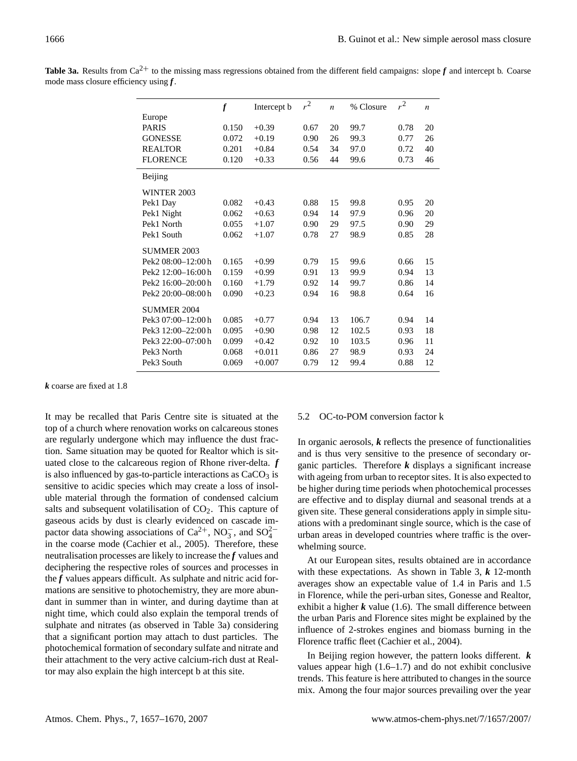**Table 3a.** Results from $Ca^{2+}$ to the missing mass regressions obtained from the different field campaigns: slope ***f*** and intercept b. Coarse mode mass closure efficiency using ***f***.

| | ***f*** | Intercept b | $r^2$ | $n$ | % Closure | $r^2$ | $n$ |
|---|---|---|---|---|---|---|---|
| Europe | | | | | | | |
| PARIS | 0.150 | +0.39 | 0.67 | 20 | 99.7 | 0.78 | 20 |
| GONESSE | 0.072 | +0.19 | 0.90 | 26 | 99.3 | 0.77 | 26 |
| REALTOR | 0.201 | +0.84 | 0.54 | 34 | 97.0 | 0.72 | 40 |
| FLORENCE | 0.120 | +0.33 | 0.56 | 44 | 99.6 | 0.73 | 46 |
| Beijing | | | | | | | |
| WINTER 2003 | | | | | | | |
| Pek1 Day | 0.082 | +0.43 | 0.88 | 15 | 99.8 | 0.95 | 20 |
| Pek1 Night | 0.062 | +0.63 | 0.94 | 14 | 97.9 | 0.96 | 20 |
| Pek1 North | 0.055 | +1.07 | 0.90 | 29 | 97.5 | 0.90 | 29 |
| Pek1 South | 0.062 | +1.07 | 0.78 | 27 | 98.9 | 0.85 | 28 |
| SUMMER 2003 | | | | | | | |
| Pek2 08:00–12:00 h | 0.165 | +0.99 | 0.79 | 15 | 99.6 | 0.66 | 15 |
| Pek2 12:00–16:00 h | 0.159 | +0.99 | 0.91 | 13 | 99.9 | 0.94 | 13 |
| Pek2 16:00–20:00 h | 0.160 | +1.79 | 0.92 | 14 | 99.7 | 0.86 | 14 |
| Pek2 20:00–08:00 h | 0.090 | +0.23 | 0.94 | 16 | 98.8 | 0.64 | 16 |
| SUMMER 2004 | | | | | | | |
| Pek3 07:00–12:00 h | 0.085 | +0.77 | 0.94 | 13 | 106.7 | 0.94 | 14 |
| Pek3 12:00–22:00 h | 0.095 | +0.90 | 0.98 | 12 | 102.5 | 0.93 | 18 |
| Pek3 22:00–07:00 h | 0.099 | +0.42 | 0.92 | 10 | 103.5 | 0.96 | 11 |
| Pek3 North | 0.068 | +0.011 | 0.86 | 27 | 98.9 | 0.93 | 24 |
| Pek3 South | 0.069 | +0.007 | 0.79 | 12 | 99.4 | 0.88 | 12 |

***k*** coarse are fixed at 1.8

It may be recalled that Paris Centre site is situated at the top of a church where renovation works on calcareous stones are regularly undergone which may influence the dust fraction. Same situation may be quoted for Realtor which is situated close to the calcareous region of Rhone river-delta. ***f*** is also influenced by gas-to-particle interactions as $CaCO_3$ is sensitive to acidic species which may create a loss of insoluble material through the formation of condensed calcium salts and subsequent volatilisation of $CO_2$. This capture of gaseous acids by dust is clearly evidenced on cascade impactor data showing associations of $Ca^{2+}$, $NO_3^-$, and $SO_4^{2-}$ in the coarse mode (Cachier et al., 2005). Therefore, these neutralisation processes are likely to increase the ***f*** values and deciphering the respective roles of sources and processes in the ***f*** values appears difficult. As sulphate and nitric acid formations are sensitive to photochemistry, they are more abundant in summer than in winter, and during daytime than at night time, which could also explain the temporal trends of sulphate and nitrates (as observed in Table 3a) considering that a significant portion may attach to dust particles. The photochemical formation of secondary sulfate and nitrate and their attachment to the very active calcium-rich dust at Realtor may also explain the high intercept b at this site.

### 5.2 OC-to-POM conversion factor k

In organic aerosols, ***k*** reflects the presence of functionalities and is thus very sensitive to the presence of secondary organic particles. Therefore ***k*** displays a significant increase with ageing from urban to receptor sites. It is also expected to be higher during time periods when photochemical processes are effective and to display diurnal and seasonal trends at a given site. These general considerations apply in simple situations with a predominant single source, which is the case of urban areas in developed countries where traffic is the overwhelming source.

At our European sites, results obtained are in accordance with these expectations. As shown in Table 3, ***k*** 12-month averages show an expectable value of 1.4 in Paris and 1.5 in Florence, while the peri-urban sites, Gonesse and Realtor, exhibit a higher ***k*** value (1.6). The small difference between the urban Paris and Florence sites might be explained by the influence of 2-strokes engines and biomass burning in the Florence traffic fleet (Cachier et al., 2004).

In Beijing region however, the pattern looks different. ***k*** values appear high (1.6–1.7) and do not exhibit conclusive trends. This feature is here attributed to changes in the source mix. Among the four major sources prevailing over the year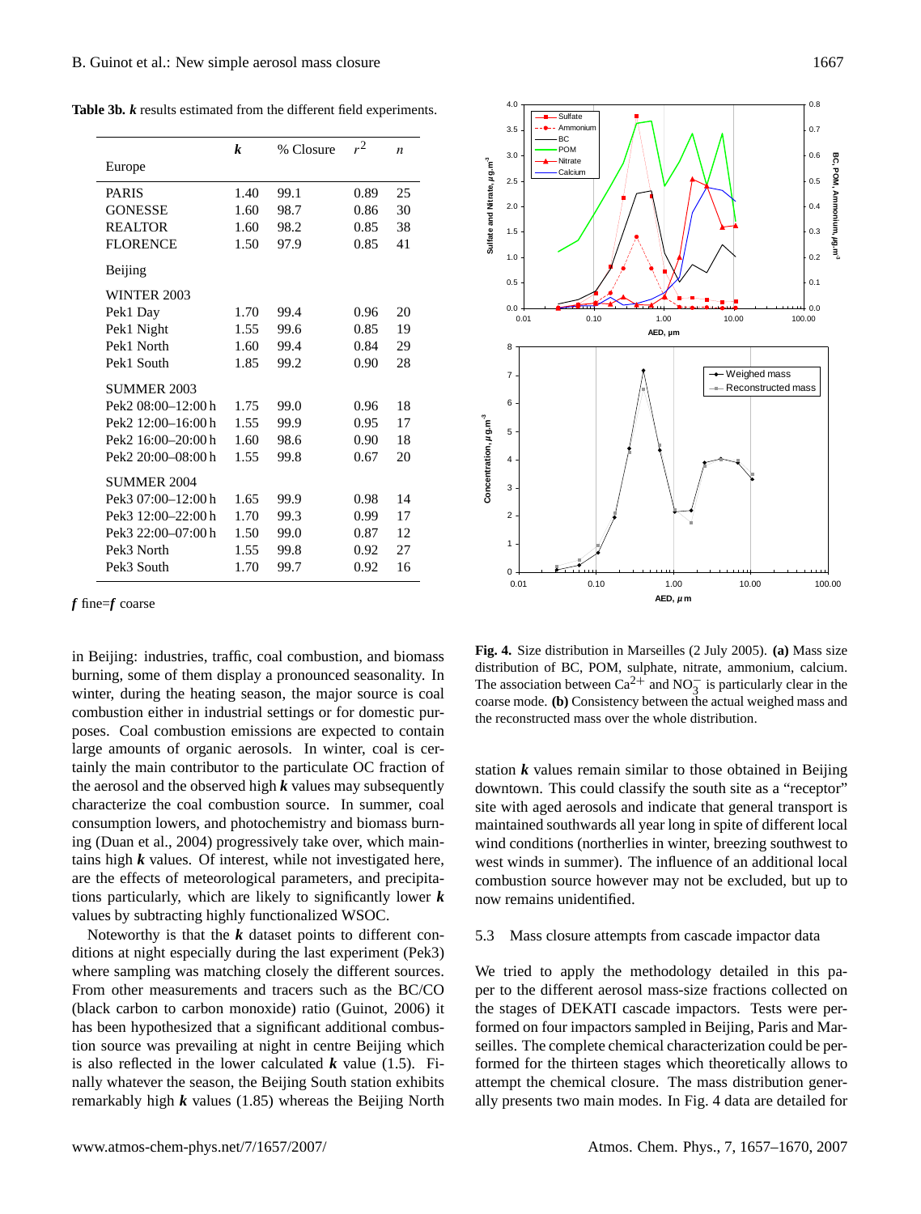**Table 3b.** ***k*** results estimated from the different field experiments.

| Europe | ***k*** | % Closure | $r^2$ | *n* |
|---|---|---|---|---|
| PARIS | 1.40 | 99.1 | 0.89 | 25 |
| GONESSE | 1.60 | 98.7 | 0.86 | 30 |
| REALTOR | 1.60 | 98.2 | 0.85 | 38 |
| FLORENCE | 1.50 | 97.9 | 0.85 | 41 |
| Beijing | | | | |
| WINTER 2003 | | | | |
| Pek1 Day | 1.70 | 99.4 | 0.96 | 20 |
| Pek1 Night | 1.55 | 99.6 | 0.85 | 19 |
| Pek1 North | 1.60 | 99.4 | 0.84 | 29 |
| Pek1 South | 1.85 | 99.2 | 0.90 | 28 |
| SUMMER 2003 | | | | |
| Pek2 08:00–12:00 h | 1.75 | 99.0 | 0.96 | 18 |
| Pek2 12:00–16:00 h | 1.55 | 99.9 | 0.95 | 17 |
| Pek2 16:00–20:00 h | 1.60 | 98.6 | 0.90 | 18 |
| Pek2 20:00–08:00 h | 1.55 | 99.8 | 0.67 | 20 |
| SUMMER 2004 | | | | |
| Pek3 07:00–12:00 h | 1.65 | 99.9 | 0.98 | 14 |
| Pek3 12:00–22:00 h | 1.70 | 99.3 | 0.99 | 17 |
| Pek3 22:00–07:00 h | 1.50 | 99.0 | 0.87 | 12 |
| Pek3 North | 1.55 | 99.8 | 0.92 | 27 |
| Pek3 South | 1.70 | 99.7 | 0.92 | 16 |

***f*** fine=***f*** coarse

in Beijing: industries, traffic, coal combustion, and biomass burning, some of them display a pronounced seasonality. In winter, during the heating season, the major source is coal combustion either in industrial settings or for domestic purposes. Coal combustion emissions are expected to contain large amounts of organic aerosols. In winter, coal is certainly the main contributor to the particulate OC fraction of the aerosol and the observed high ***k*** values may subsequently characterize the coal combustion source. In summer, coal consumption lowers, and photochemistry and biomass burning (Duan et al., 2004) progressively take over, which maintains high ***k*** values. Of interest, while not investigated here, are the effects of meteorological parameters, and precipitations particularly, which are likely to significantly lower ***k*** values by subtracting highly functionalized WSOC.

Noteworthy is that the ***k*** dataset points to different conditions at night especially during the last experiment (Pek3) where sampling was matching closely the different sources. From other measurements and tracers such as the BC/CO (black carbon to carbon monoxide) ratio (Guinot, 2006) it has been hypothesized that a significant additional combustion source was prevailing at night in centre Beijing which is also reflected in the lower calculated ***k*** value (1.5). Finally whatever the season, the Beijing South station exhibits remarkably high ***k*** values (1.85) whereas the Beijing North station ***k*** values remain similar to those obtained in Beijing downtown. This could classify the south site as a "receptor" site with aged aerosols and indicate that general transport is maintained southwards all year long in spite of different local wind conditions (northerlies in winter, breezing southwest to west winds in summer). The influence of an additional local combustion source however may not be excluded, but up to now remains unidentified.

**Fig. 4.** Size distribution in Marseilles (2 July 2005). **(a)** Mass size distribution of BC, POM, sulphate, nitrate, ammonium, calcium. The association between $Ca^{2+}$ and $NO_3^-$ is particularly clear in the coarse mode. **(b)** Consistency between the actual weighed mass and the reconstructed mass over the whole distribution.

### 5.3 Mass closure attempts from cascade impactor data

We tried to apply the methodology detailed in this paper to the different aerosol mass-size fractions collected on the stages of DEKATI cascade impactors. Tests were performed on four impactors sampled in Beijing, Paris and Marseilles. The complete chemical characterization could be performed for the thirteen stages which theoretically allows to attempt the chemical closure. The mass distribution generally presents two main modes. In Fig. 4 data are detailed for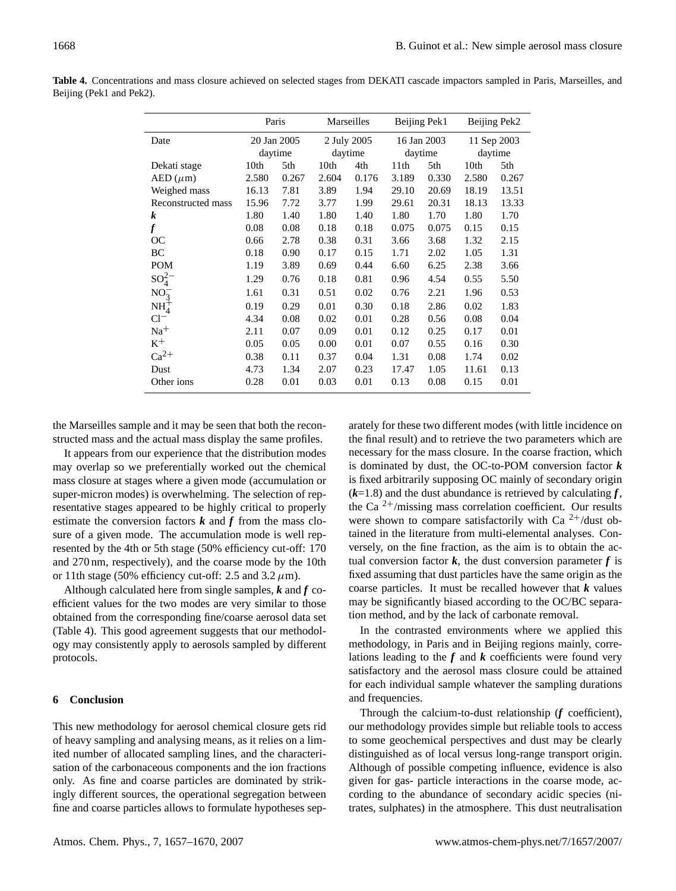**Table 4.** Concentrations and mass closure achieved on selected stages from DEKATI cascade impactors sampled in Paris, Marseilles, and Beijing (Pek1 and Pek2).

| | Paris | | Marseilles | | Beijing Pek1 | | Beijing Pek2 | |
|---|---|---|---|---|---|---|---|---|
| Date | 20 Jan 2005 daytime | | 2 July 2005 daytime | | 16 Jan 2003 daytime | | 11 Sep 2003 daytime | |
| Dekati stage | 10th | 5th | 10th | 4th | 11th | 5th | 10th | 5th |
| AED ($\mu$m) | 2.580 | 0.267 | 2.604 | 0.176 | 3.189 | 0.330 | 2.580 | 0.267 |
| Weighed mass | 16.13 | 7.81 | 3.89 | 1.94 | 29.10 | 20.69 | 18.19 | 13.51 |
| Reconstructed mass | 15.96 | 7.72 | 3.77 | 1.99 | 29.61 | 20.31 | 18.13 | 13.33 |
| $\boldsymbol{k}$ | 1.80 | 1.40 | 1.80 | 1.40 | 1.80 | 1.70 | 1.80 | 1.70 |
| $\boldsymbol{f}$ | 0.08 | 0.08 | 0.18 | 0.18 | 0.075 | 0.075 | 0.15 | 0.15 |
| OC | 0.66 | 2.78 | 0.38 | 0.31 | 3.66 | 3.68 | 1.32 | 2.15 |
| BC | 0.18 | 0.90 | 0.17 | 0.15 | 1.71 | 2.02 | 1.05 | 1.31 |
| POM | 1.19 | 3.89 | 0.69 | 0.44 | 6.60 | 6.25 | 2.38 | 3.66 |
| $SO_4^{2-}$ | 1.29 | 0.76 | 0.18 | 0.81 | 0.96 | 4.54 | 0.55 | 5.50 |
| $NO_3^-$ | 1.61 | 0.31 | 0.51 | 0.02 | 0.76 | 2.21 | 1.96 | 0.53 |
| $NH_4^+$ | 0.19 | 0.29 | 0.01 | 0.30 | 0.18 | 2.86 | 0.02 | 1.83 |
| $Cl^-$ | 4.34 | 0.08 | 0.02 | 0.01 | 0.28 | 0.56 | 0.08 | 0.04 |
| $Na^+$ | 2.11 | 0.07 | 0.09 | 0.01 | 0.12 | 0.25 | 0.17 | 0.01 |
| $K^+$ | 0.05 | 0.05 | 0.00 | 0.01 | 0.07 | 0.55 | 0.16 | 0.30 |
| $Ca^{2+}$ | 0.38 | 0.11 | 0.37 | 0.04 | 1.31 | 0.08 | 1.74 | 0.02 |
| Dust | 4.73 | 1.34 | 2.07 | 0.23 | 17.47 | 1.05 | 11.61 | 0.13 |
| Other ions | 0.28 | 0.01 | 0.03 | 0.01 | 0.13 | 0.08 | 0.15 | 0.01 |

the Marseilles sample and it may be seen that both the reconstructed mass and the actual mass display the same profiles.

It appears from our experience that the distribution modes may overlap so we preferentially worked out the chemical mass closure at stages where a given mode (accumulation or super-micron modes) is overwhelming. The selection of representative stages appeared to be highly critical to properly estimate the conversion factors $\boldsymbol{k}$ and $\boldsymbol{f}$ from the mass closure of a given mode. The accumulation mode is well represented by the 4th or 5th stage (50% efficiency cut-off: 170 and 270 nm, respectively), and the coarse mode by the 10th or 11th stage (50% efficiency cut-off: 2.5 and 3.2 $\mu$m).

Although calculated here from single samples, $\boldsymbol{k}$ and $\boldsymbol{f}$ coefficient values for the two modes are very similar to those obtained from the corresponding fine/coarse aerosol data set (Table 4). This good agreement suggests that our methodology may consistently apply to aerosols sampled by different protocols.

## 6 Conclusion

This new methodology for aerosol chemical closure gets rid of heavy sampling and analysing means, as it relies on a limited number of allocated sampling lines, and the characterisation of the carbonaceous components and the ion fractions only. As fine and coarse particles are dominated by strikingly different sources, the operational segregation between fine and coarse particles allows to formulate hypotheses separately for these two different modes (with little incidence on the final result) and to retrieve the two parameters which are necessary for the mass closure. In the coarse fraction, which is dominated by dust, the OC-to-POM conversion factor $\boldsymbol{k}$ is fixed arbitrarily supposing OC mainly of secondary origin ($\boldsymbol{k}$=1.8) and the dust abundance is retrieved by calculating $\boldsymbol{f}$, the $Ca^{2+}$/missing mass correlation coefficient. Our results were shown to compare satisfactorily with $Ca^{2+}$/dust obtained in the literature from multi-elemental analyses. Conversely, on the fine fraction, as the aim is to obtain the actual conversion factor $\boldsymbol{k}$, the dust conversion parameter $\boldsymbol{f}$ is fixed assuming that dust particles have the same origin as the coarse particles. It must be recalled however that $\boldsymbol{k}$ values may be significantly biased according to the OC/BC separation method, and by the lack of carbonate removal.

In the contrasted environments where we applied this methodology, in Paris and in Beijing regions mainly, correlations leading to the $\boldsymbol{f}$ and $\boldsymbol{k}$ coefficients were found very satisfactory and the aerosol mass closure could be attained for each individual sample whatever the sampling durations and frequencies.

Through the calcium-to-dust relationship ($\boldsymbol{f}$ coefficient), our methodology provides simple but reliable tools to access to some geochemical perspectives and dust may be clearly distinguished as of local versus long-range transport origin. Although of possible competing influence, evidence is also given for gas- particle interactions in the coarse mode, according to the abundance of secondary acidic species (nitrates, sulphates) in the atmosphere. This dust neutralisation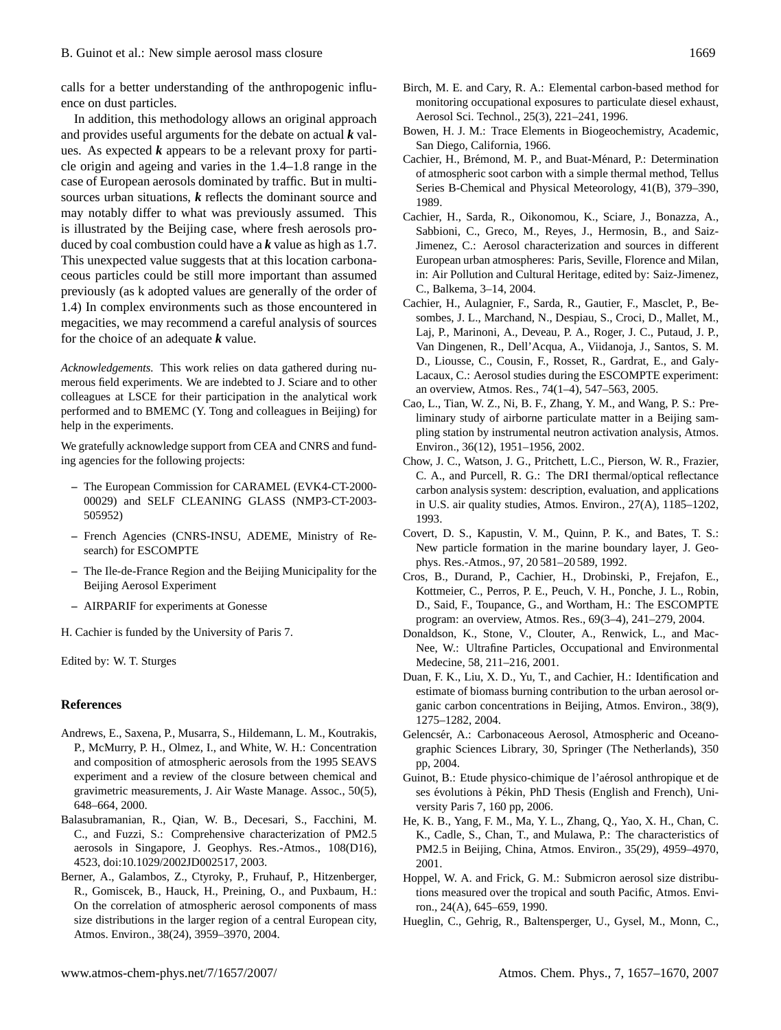calls for a better understanding of the anthropogenic influence on dust particles.

In addition, this methodology allows an original approach and provides useful arguments for the debate on actual ***k*** values. As expected ***k*** appears to be a relevant proxy for particle origin and ageing and varies in the 1.4–1.8 range in the case of European aerosols dominated by traffic. But in multi-sources urban situations, ***k*** reflects the dominant source and may notably differ to what was previously assumed. This is illustrated by the Beijing case, where fresh aerosols produced by coal combustion could have a ***k*** value as high as 1.7. This unexpected value suggests that at this location carbonaceous particles could be still more important than assumed previously (as k adopted values are generally of the order of 1.4) In complex environments such as those encountered in megacities, we may recommend a careful analysis of sources for the choice of an adequate ***k*** value.

*Acknowledgements.* This work relies on data gathered during numerous field experiments. We are indebted to J. Sciare and to other colleagues at LSCE for their participation in the analytical work performed and to BMEMC (Y. Tong and colleagues in Beijing) for help in the experiments.

We gratefully acknowledge support from CEA and CNRS and funding agencies for the following projects:

- The European Commission for CARAMEL (EVK4-CT-2000-00029) and SELF CLEANING GLASS (NMP3-CT-2003-505952)
- French Agencies (CNRS-INSU, ADEME, Ministry of Research) for ESCOMPTE
- The Ile-de-France Region and the Beijing Municipality for the Beijing Aerosol Experiment
- AIRPARIF for experiments at Gonesse

H. Cachier is funded by the University of Paris 7.

Edited by: W. T. Sturges

## References

Andrews, E., Saxena, P., Musarra, S., Hildemann, L. M., Koutrakis, P., McMurry, P. H., Olmez, I., and White, W. H.: Concentration and composition of atmospheric aerosols from the 1995 SEAVS experiment and a review of the closure between chemical and gravimetric measurements, J. Air Waste Manage. Assoc., 50(5), 648–664, 2000.

Balasubramanian, R., Qian, W. B., Decesari, S., Facchini, M. C., and Fuzzi, S.: Comprehensive characterization of PM2.5 aerosols in Singapore, J. Geophys. Res.-Atmos., 108(D16), 4523, doi:10.1029/2002JD002517, 2003.

Berner, A., Galambos, Z., Ctyroky, P., Fruhauf, P., Hitzenberger, R., Gomiscek, B., Hauck, H., Preining, O., and Puxbaum, H.: On the correlation of atmospheric aerosol components of mass size distributions in the larger region of a central European city, Atmos. Environ., 38(24), 3959–3970, 2004.

Birch, M. E. and Cary, R. A.: Elemental carbon-based method for monitoring occupational exposures to particulate diesel exhaust, Aerosol Sci. Technol., 25(3), 221–241, 1996.

Bowen, H. J. M.: Trace Elements in Biogeochemistry, Academic, San Diego, California, 1966.

Cachier, H., Brémond, M. P., and Buat-Ménard, P.: Determination of atmospheric soot carbon with a simple thermal method, Tellus Series B-Chemical and Physical Meteorology, 41(B), 379–390, 1989.

Cachier, H., Sarda, R., Oikonomou, K., Sciare, J., Bonazza, A., Sabbioni, C., Greco, M., Reyes, J., Hermosin, B., and Saiz-Jimenez, C.: Aerosol characterization and sources in different European urban atmospheres: Paris, Seville, Florence and Milan, in: Air Pollution and Cultural Heritage, edited by: Saiz-Jimenez, C., Balkema, 3–14, 2004.

Cachier, H., Aulagnier, F., Sarda, R., Gautier, F., Masclet, P., Besombes, J. L., Marchand, N., Despiau, S., Croci, D., Mallet, M., Laj, P., Marinoni, A., Deveau, P. A., Roger, J. C., Putaud, J. P., Van Dingenen, R., Dell'Acqua, A., Viidanoja, J., Santos, S. M. D., Liousse, C., Cousin, F., Rosset, R., Gardrat, E., and Galy-Lacaux, C.: Aerosol studies during the ESCOMPTE experiment: an overview, Atmos. Res., 74(1–4), 547–563, 2005.

Cao, L., Tian, W. Z., Ni, B. F., Zhang, Y. M., and Wang, P. S.: Preliminary study of airborne particulate matter in a Beijing sampling station by instrumental neutron activation analysis, Atmos. Environ., 36(12), 1951–1956, 2002.

Chow, J. C., Watson, J. G., Pritchett, L.C., Pierson, W. R., Frazier, C. A., and Purcell, R. G.: The DRI thermal/optical reflectance carbon analysis system: description, evaluation, and applications in U.S. air quality studies, Atmos. Environ., 27(A), 1185–1202, 1993.

Covert, D. S., Kapustin, V. M., Quinn, P. K., and Bates, T. S.: New particle formation in the marine boundary layer, J. Geophys. Res.-Atmos., 97, 20 581–20 589, 1992.

Cros, B., Durand, P., Cachier, H., Drobinski, P., Frejafon, E., Kottmeier, C., Perros, P. E., Peuch, V. H., Ponche, J. L., Robin, D., Said, F., Toupance, G., and Wortham, H.: The ESCOMPTE program: an overview, Atmos. Res., 69(3–4), 241–279, 2004.

Donaldson, K., Stone, V., Clouter, A., Renwick, L., and MacNee, W.: Ultrafine Particles, Occupational and Environmental Medecine, 58, 211–216, 2001.

Duan, F. K., Liu, X. D., Yu, T., and Cachier, H.: Identification and estimate of biomass burning contribution to the urban aerosol organic carbon concentrations in Beijing, Atmos. Environ., 38(9), 1275–1282, 2004.

Gelencsér, A.: Carbonaceous Aerosol, Atmospheric and Oceanographic Sciences Library, 30, Springer (The Netherlands), 350 pp, 2004.

Guinot, B.: Etude physico-chimique de l'aérosol anthropique et de ses évolutions à Pékin, PhD Thesis (English and French), University Paris 7, 160 pp, 2006.

He, K. B., Yang, F. M., Ma, Y. L., Zhang, Q., Yao, X. H., Chan, C. K., Cadle, S., Chan, T., and Mulawa, P.: The characteristics of PM2.5 in Beijing, China, Atmos. Environ., 35(29), 4959–4970, 2001.

Hoppel, W. A. and Frick, G. M.: Submicron aerosol size distributions measured over the tropical and south Pacific, Atmos. Environ., 24(A), 645–659, 1990.

Hueglin, C., Gehrig, R., Baltensperger, U., Gysel, M., Monn, C.,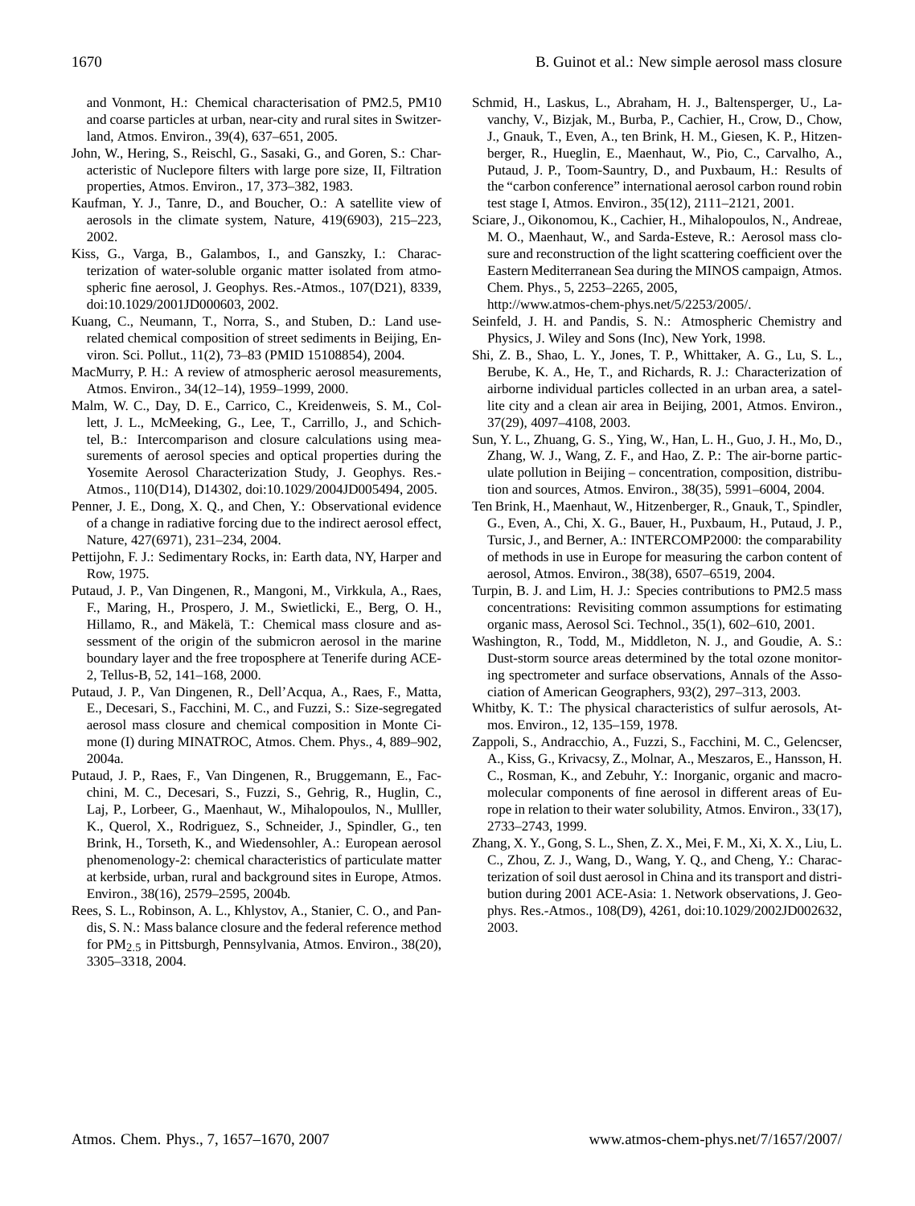and Vonmont, H.: Chemical characterisation of PM2.5, PM10 and coarse particles at urban, near-city and rural sites in Switzerland, Atmos. Environ., 39(4), 637–651, 2005.

John, W., Hering, S., Reischl, G., Sasaki, G., and Goren, S.: Characteristic of Nuclepore filters with large pore size, II, Filtration properties, Atmos. Environ., 17, 373–382, 1983.

Kaufman, Y. J., Tanre, D., and Boucher, O.: A satellite view of aerosols in the climate system, Nature, 419(6903), 215–223, 2002.

Kiss, G., Varga, B., Galambos, I., and Ganszky, I.: Characterization of water-soluble organic matter isolated from atmospheric fine aerosol, J. Geophys. Res.-Atmos., 107(D21), 8339, doi:10.1029/2001JD000603, 2002.

Kuang, C., Neumann, T., Norra, S., and Stuben, D.: Land use-related chemical composition of street sediments in Beijing, Environ. Sci. Pollut., 11(2), 73–83 (PMID 15108854), 2004.

MacMurry, P. H.: A review of atmospheric aerosol measurements, Atmos. Environ., 34(12–14), 1959–1999, 2000.

Malm, W. C., Day, D. E., Carrico, C., Kreidenweis, S. M., Collett, J. L., McMeeking, G., Lee, T., Carrillo, J., and Schichtel, B.: Intercomparison and closure calculations using measurements of aerosol species and optical properties during the Yosemite Aerosol Characterization Study, J. Geophys. Res.-Atmos., 110(D14), D14302, doi:10.1029/2004JD005494, 2005.

Penner, J. E., Dong, X. Q., and Chen, Y.: Observational evidence of a change in radiative forcing due to the indirect aerosol effect, Nature, 427(6971), 231–234, 2004.

Pettijohn, F. J.: Sedimentary Rocks, in: Earth data, NY, Harper and Row, 1975.

Putaud, J. P., Van Dingenen, R., Mangoni, M., Virkkula, A., Raes, F., Maring, H., Prospero, J. M., Swietlicki, E., Berg, O. H., Hillamo, R., and Mäkelä, T.: Chemical mass closure and assessment of the origin of the submicron aerosol in the marine boundary layer and the free troposphere at Tenerife during ACE-2, Tellus-B, 52, 141–168, 2000.

Putaud, J. P., Van Dingenen, R., Dell'Acqua, A., Raes, F., Matta, E., Decesari, S., Facchini, M. C., and Fuzzi, S.: Size-segregated aerosol mass closure and chemical composition in Monte Cimone (I) during MINATROC, Atmos. Chem. Phys., 4, 889–902, 2004a.

Putaud, J. P., Raes, F., Van Dingenen, R., Bruggemann, E., Facchini, M. C., Decesari, S., Fuzzi, S., Gehrig, R., Huglin, C., Laj, P., Lorbeer, G., Maenhaut, W., Mihalopoulos, N., Mulller, K., Querol, X., Rodriguez, S., Schneider, J., Spindler, G., ten Brink, H., Torseth, K., and Wiedensohler, A.: European aerosol phenomenology-2: chemical characteristics of particulate matter at kerbside, urban, rural and background sites in Europe, Atmos. Environ., 38(16), 2579–2595, 2004b.

Rees, S. L., Robinson, A. L., Khlystov, A., Stanier, C. O., and Pandis, S. N.: Mass balance closure and the federal reference method for $PM_{2.5}$ in Pittsburgh, Pennsylvania, Atmos. Environ., 38(20), 3305–3318, 2004.

Schmid, H., Laskus, L., Abraham, H. J., Baltensperger, U., Lavanchy, V., Bizjak, M., Burba, P., Cachier, H., Crow, D., Chow, J., Gnauk, T., Even, A., ten Brink, H. M., Giesen, K. P., Hitzenberger, R., Hueglin, E., Maenhaut, W., Pio, C., Carvalho, A., Putaud, J. P., Toom-Sauntry, D., and Puxbaum, H.: Results of the "carbon conference" international aerosol carbon round robin test stage I, Atmos. Environ., 35(12), 2111–2121, 2001.

Sciare, J., Oikonomou, K., Cachier, H., Mihalopoulos, N., Andreae, M. O., Maenhaut, W., and Sarda-Esteve, R.: Aerosol mass closure and reconstruction of the light scattering coefficient over the Eastern Mediterranean Sea during the MINOS campaign, Atmos. Chem. Phys., 5, 2253–2265, 2005, http://www.atmos-chem-phys.net/5/2253/2005/.

Seinfeld, J. H. and Pandis, S. N.: Atmospheric Chemistry and Physics, J. Wiley and Sons (Inc), New York, 1998.

Shi, Z. B., Shao, L. Y., Jones, T. P., Whittaker, A. G., Lu, S. L., Berube, K. A., He, T., and Richards, R. J.: Characterization of airborne individual particles collected in an urban area, a satellite city and a clean air area in Beijing, 2001, Atmos. Environ., 37(29), 4097–4108, 2003.

Sun, Y. L., Zhuang, G. S., Ying, W., Han, L. H., Guo, J. H., Mo, D., Zhang, W. J., Wang, Z. F., and Hao, Z. P.: The air-borne particulate pollution in Beijing – concentration, composition, distribution and sources, Atmos. Environ., 38(35), 5991–6004, 2004.

Ten Brink, H., Maenhaut, W., Hitzenberger, R., Gnauk, T., Spindler, G., Even, A., Chi, X. G., Bauer, H., Puxbaum, H., Putaud, J. P., Tursic, J., and Berner, A.: INTERCOMP2000: the comparability of methods in use in Europe for measuring the carbon content of aerosol, Atmos. Environ., 38(38), 6507–6519, 2004.

Turpin, B. J. and Lim, H. J.: Species contributions to PM2.5 mass concentrations: Revisiting common assumptions for estimating organic mass, Aerosol Sci. Technol., 35(1), 602–610, 2001.

Washington, R., Todd, M., Middleton, N. J., and Goudie, A. S.: Dust-storm source areas determined by the total ozone monitoring spectrometer and surface observations, Annals of the Association of American Geographers, 93(2), 297–313, 2003.

Whitby, K. T.: The physical characteristics of sulfur aerosols, Atmos. Environ., 12, 135–159, 1978.

Zappoli, S., Andracchio, A., Fuzzi, S., Facchini, M. C., Gelencser, A., Kiss, G., Krivacsy, Z., Molnar, A., Meszaros, E., Hansson, H. C., Rosman, K., and Zebuhr, Y.: Inorganic, organic and macromolecular components of fine aerosol in different areas of Europe in relation to their water solubility, Atmos. Environ., 33(17), 2733–2743, 1999.

Zhang, X. Y., Gong, S. L., Shen, Z. X., Mei, F. M., Xi, X. X., Liu, L. C., Zhou, Z. J., Wang, D., Wang, Y. Q., and Cheng, Y.: Characterization of soil dust aerosol in China and its transport and distribution during 2001 ACE-Asia: 1. Network observations, J. Geophys. Res.-Atmos., 108(D9), 4261, doi:10.1029/2002JD002632, 2003.